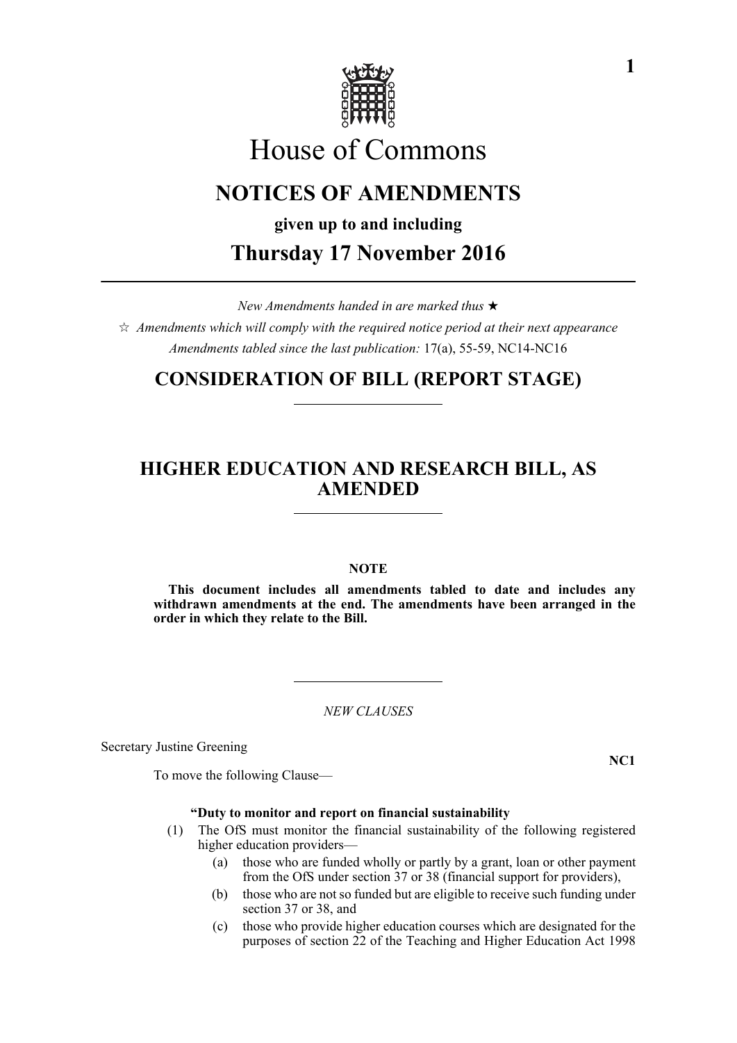# House of Commons

## NOTICES OF AMENDMENTS

**given up to and including**

## Thursday 17 November 2016

*New Amendments handed in are marked thus* ★

☆ *Amendments which will comply with the required notice period at their next appearance*

*Amendments tabled since the last publication:* 17(a), 55-59, NC14-NC16

## CONSIDERATION OF BILL (REPORT STAGE)

## HIGHER EDUCATION AND RESEARCH BILL, AS AMENDED

**NOTE**

**This document includes all amendments tabled to date and includes any withdrawn amendments at the end. The amendments have been arranged in the order in which they relate to the Bill.**

*NEW CLAUSES*

Secretary Justine Greening

**NC1**

To move the following Clause—

**"Duty to monitor and report on financial sustainability**

(1) The OfS must monitor the financial sustainability of the following registered higher education providers—

(a) those who are funded wholly or partly by a grant, loan or other payment from the OfS under section 37 or 38 (financial support for providers),

(b) those who are not so funded but are eligible to receive such funding under section 37 or 38, and

(c) those who provide higher education courses which are designated for the purposes of section 22 of the Teaching and Higher Education Act 1998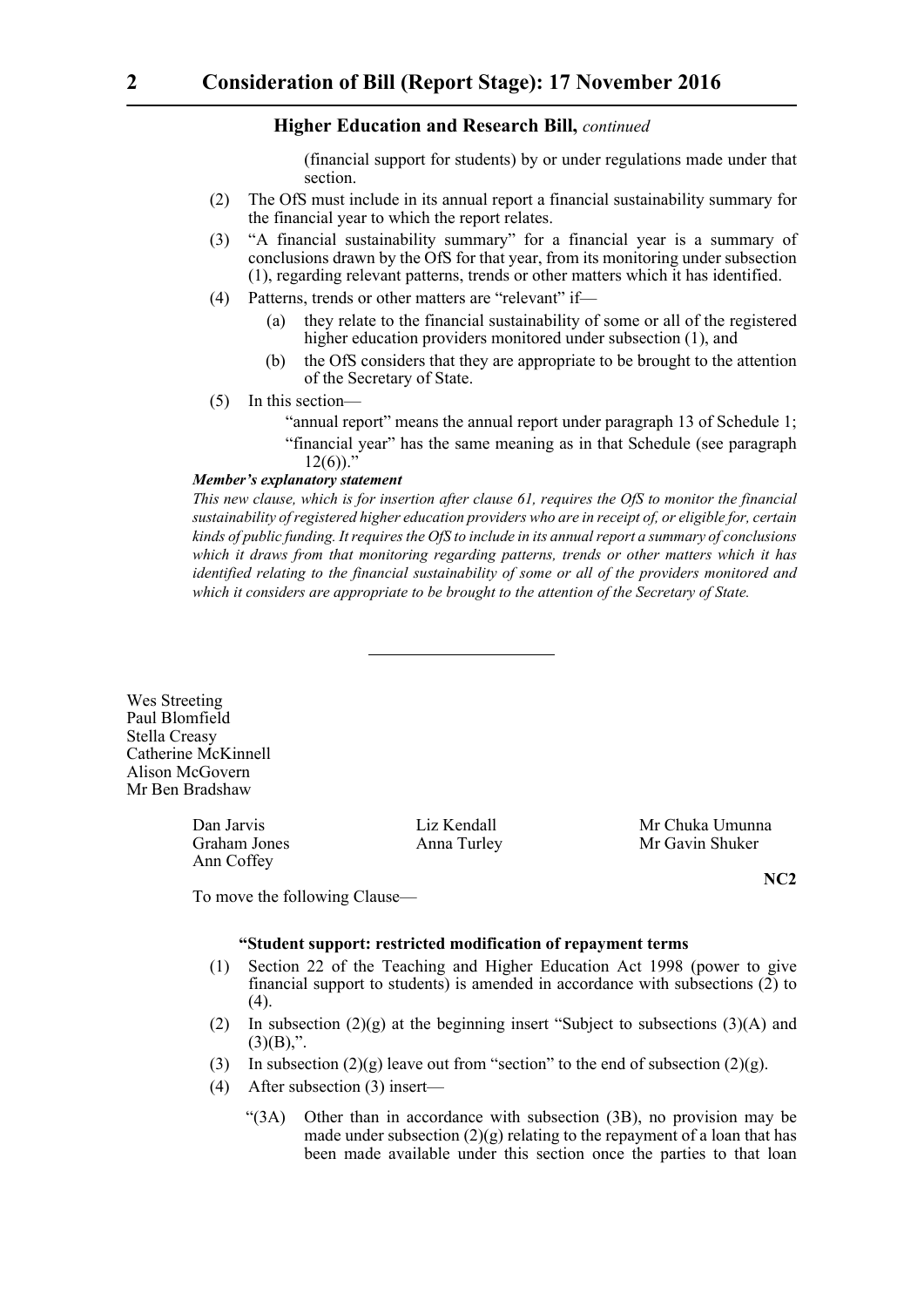(financial support for students) by or under regulations made under that section.

(2) The OfS must include in its annual report a financial sustainability summary for the financial year to which the report relates.

(3) "A financial sustainability summary" for a financial year is a summary of conclusions drawn by the OfS for that year, from its monitoring under subsection (1), regarding relevant patterns, trends or other matters which it has identified.

(4) Patterns, trends or other matters are "relevant" if—

(a) they relate to the financial sustainability of some or all of the registered higher education providers monitored under subsection (1), and

(b) the OfS considers that they are appropriate to be brought to the attention of the Secretary of State.

(5) In this section—

"annual report" means the annual report under paragraph 13 of Schedule 1;

"financial year" has the same meaning as in that Schedule (see paragraph 12(6))."

***Member's explanatory statement***

*This new clause, which is for insertion after clause 61, requires the OfS to monitor the financial sustainability of registered higher education providers who are in receipt of, or eligible for, certain kinds of public funding. It requires the OfS to include in its annual report a summary of conclusions which it draws from that monitoring regarding patterns, trends or other matters which it has identified relating to the financial sustainability of some or all of the providers monitored and which it considers are appropriate to be brought to the attention of the Secretary of State.*

---

Wes Streeting
Paul Blomfield
Stella Creasy
Catherine McKinnell
Alison McGovern
Mr Ben Bradshaw

Dan Jarvis
Graham Jones
Ann Coffey
Liz Kendall
Anna Turley
Mr Chuka Umunna
Mr Gavin Shuker

**NC2**

To move the following Clause—

**"Student support: restricted modification of repayment terms**

(1) Section 22 of the Teaching and Higher Education Act 1998 (power to give financial support to students) is amended in accordance with subsections (2) to (4).

(2) In subsection (2)(g) at the beginning insert "Subject to subsections (3)(A) and (3)(B),".

(3) In subsection (2)(g) leave out from "section" to the end of subsection (2)(g).

(4) After subsection (3) insert—

"(3A) Other than in accordance with subsection (3B), no provision may be made under subsection (2)(g) relating to the repayment of a loan that has been made available under this section once the parties to that loan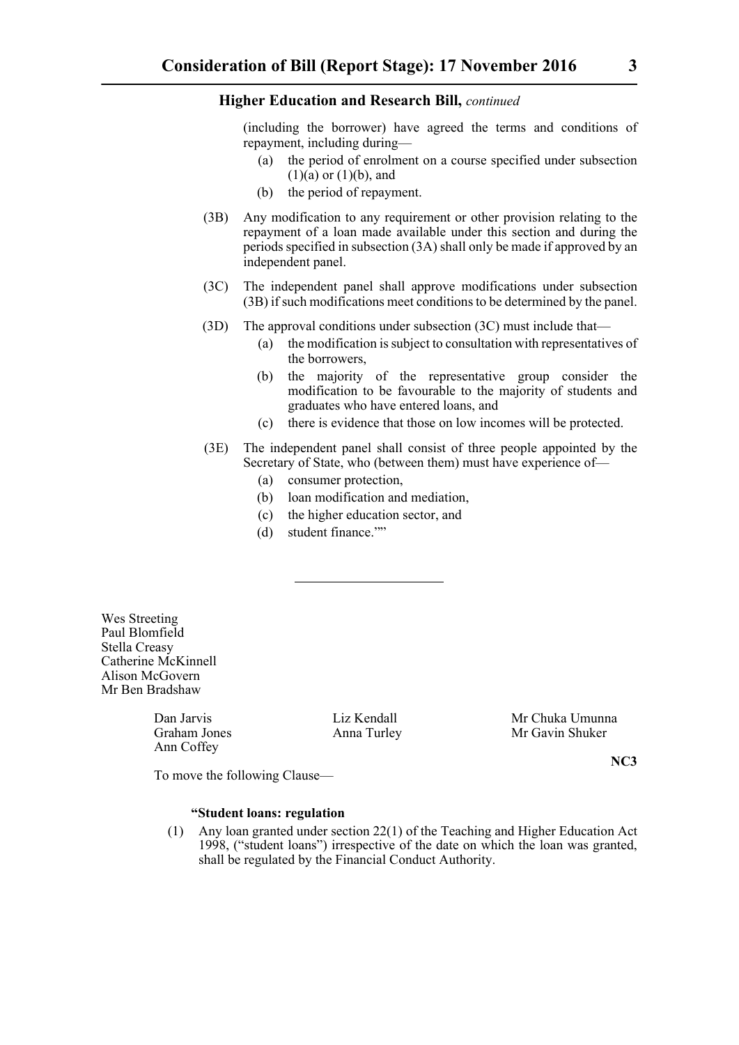(including the borrower) have agreed the terms and conditions of repayment, including during—

(a) the period of enrolment on a course specified under subsection (1)(a) or (1)(b), and

(b) the period of repayment.

(3B) Any modification to any requirement or other provision relating to the repayment of a loan made available under this section and during the periods specified in subsection (3A) shall only be made if approved by an independent panel.

(3C) The independent panel shall approve modifications under subsection (3B) if such modifications meet conditions to be determined by the panel.

(3D) The approval conditions under subsection (3C) must include that—

(a) the modification is subject to consultation with representatives of the borrowers,

(b) the majority of the representative group consider the modification to be favourable to the majority of students and graduates who have entered loans, and

(c) there is evidence that those on low incomes will be protected.

(3E) The independent panel shall consist of three people appointed by the Secretary of State, who (between them) must have experience of—

(a) consumer protection,

(b) loan modification and mediation,

(c) the higher education sector, and

(d) student finance.””

---

Wes Streeting
Paul Blomfield
Stella Creasy
Catherine McKinnell
Alison McGovern
Mr Ben Bradshaw

Dan Jarvis | Liz Kendall | Mr Chuka Umunna
Graham Jones | Anna Turley | Mr Gavin Shuker
Ann Coffey

**NC3**

To move the following Clause—

**“Student loans: regulation**

(1) Any loan granted under section 22(1) of the Teaching and Higher Education Act 1998, (“student loans”) irrespective of the date on which the loan was granted, shall be regulated by the Financial Conduct Authority.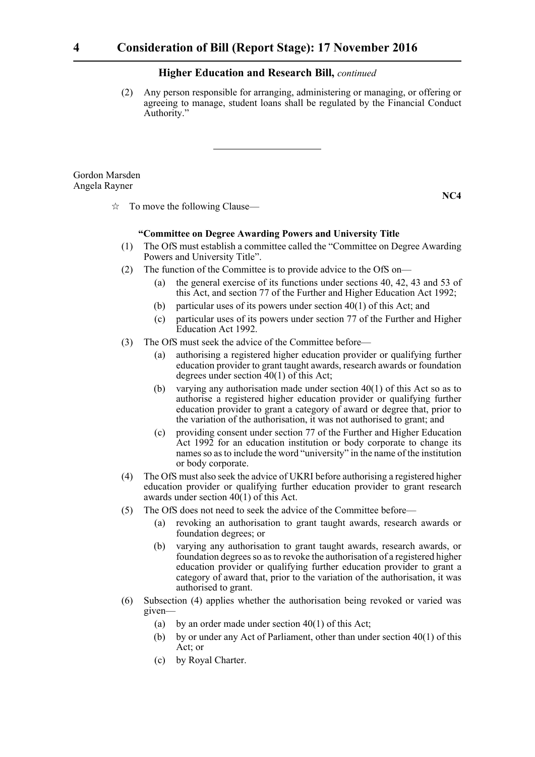**Higher Education and Research Bill,** *continued*

(2) Any person responsible for arranging, administering or managing, or offering or agreeing to manage, student loans shall be regulated by the Financial Conduct Authority.”

---

Gordon Marsden
Angela Rayner

**NC4**

☆ To move the following Clause—

**“Committee on Degree Awarding Powers and University Title**

(1) The OfS must establish a committee called the “Committee on Degree Awarding Powers and University Title”.

(2) The function of the Committee is to provide advice to the OfS on—

(a) the general exercise of its functions under sections 40, 42, 43 and 53 of this Act, and section 77 of the Further and Higher Education Act 1992;

(b) particular uses of its powers under section 40(1) of this Act; and

(c) particular uses of its powers under section 77 of the Further and Higher Education Act 1992.

(3) The OfS must seek the advice of the Committee before—

(a) authorising a registered higher education provider or qualifying further education provider to grant taught awards, research awards or foundation degrees under section 40(1) of this Act;

(b) varying any authorisation made under section 40(1) of this Act so as to authorise a registered higher education provider or qualifying further education provider to grant a category of award or degree that, prior to the variation of the authorisation, it was not authorised to grant; and

(c) providing consent under section 77 of the Further and Higher Education Act 1992 for an education institution or body corporate to change its names so as to include the word “university” in the name of the institution or body corporate.

(4) The OfS must also seek the advice of UKRI before authorising a registered higher education provider or qualifying further education provider to grant research awards under section 40(1) of this Act.

(5) The OfS does not need to seek the advice of the Committee before—

(a) revoking an authorisation to grant taught awards, research awards or foundation degrees; or

(b) varying any authorisation to grant taught awards, research awards, or foundation degrees so as to revoke the authorisation of a registered higher education provider or qualifying further education provider to grant a category of award that, prior to the variation of the authorisation, it was authorised to grant.

(6) Subsection (4) applies whether the authorisation being revoked or varied was given—

(a) by an order made under section 40(1) of this Act;

(b) by or under any Act of Parliament, other than under section 40(1) of this Act; or

(c) by Royal Charter.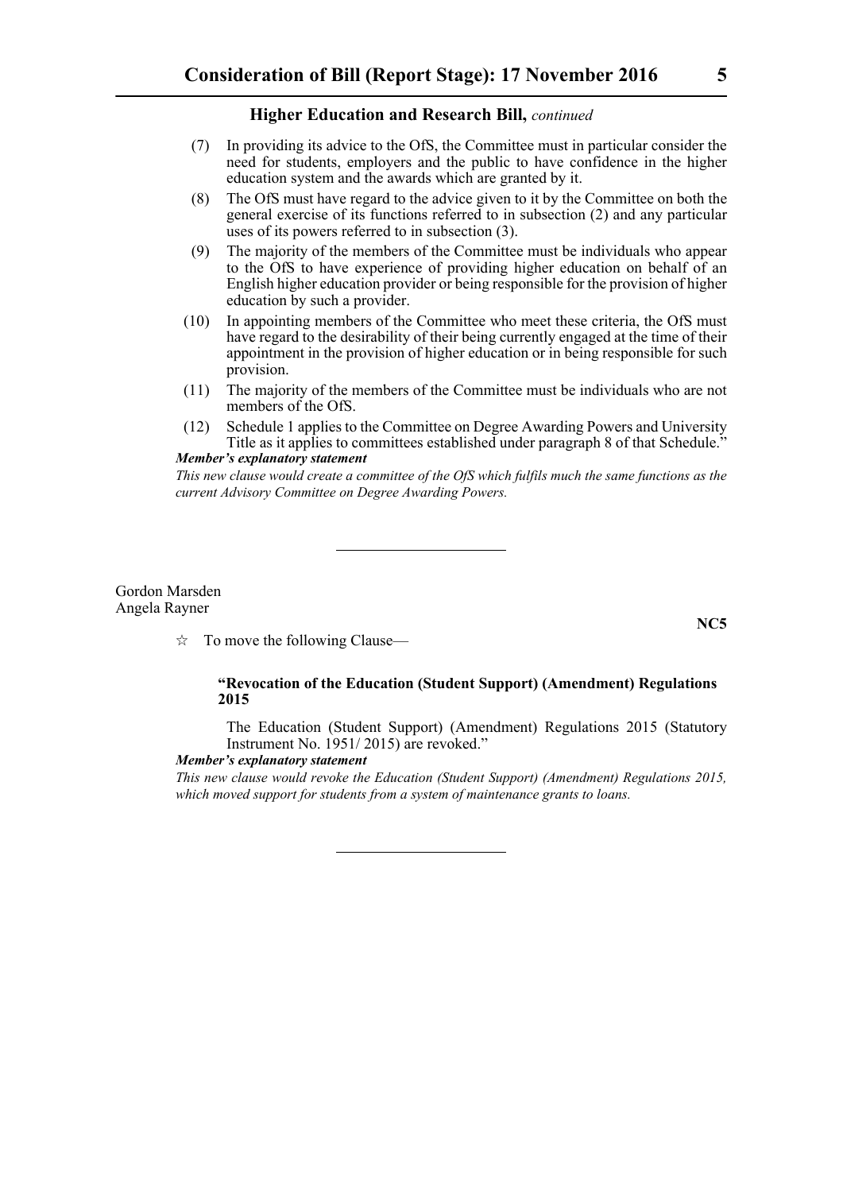**Higher Education and Research Bill,** *continued*

(7) In providing its advice to the OfS, the Committee must in particular consider the need for students, employers and the public to have confidence in the higher education system and the awards which are granted by it.

(8) The OfS must have regard to the advice given to it by the Committee on both the general exercise of its functions referred to in subsection (2) and any particular uses of its powers referred to in subsection (3).

(9) The majority of the members of the Committee must be individuals who appear to the OfS to have experience of providing higher education on behalf of an English higher education provider or being responsible for the provision of higher education by such a provider.

(10) In appointing members of the Committee who meet these criteria, the OfS must have regard to the desirability of their being currently engaged at the time of their appointment in the provision of higher education or in being responsible for such provision.

(11) The majority of the members of the Committee must be individuals who are not members of the OfS.

(12) Schedule 1 applies to the Committee on Degree Awarding Powers and University Title as it applies to committees established under paragraph 8 of that Schedule."

***Member's explanatory statement***

*This new clause would create a committee of the OfS which fulfils much the same functions as the current Advisory Committee on Degree Awarding Powers.*

---

Gordon Marsden
Angela Rayner

**NC5**

☆ To move the following Clause—

**"Revocation of the Education (Student Support) (Amendment) Regulations 2015**

The Education (Student Support) (Amendment) Regulations 2015 (Statutory Instrument No. 1951/ 2015) are revoked."

***Member's explanatory statement***

*This new clause would revoke the Education (Student Support) (Amendment) Regulations 2015, which moved support for students from a system of maintenance grants to loans.*

---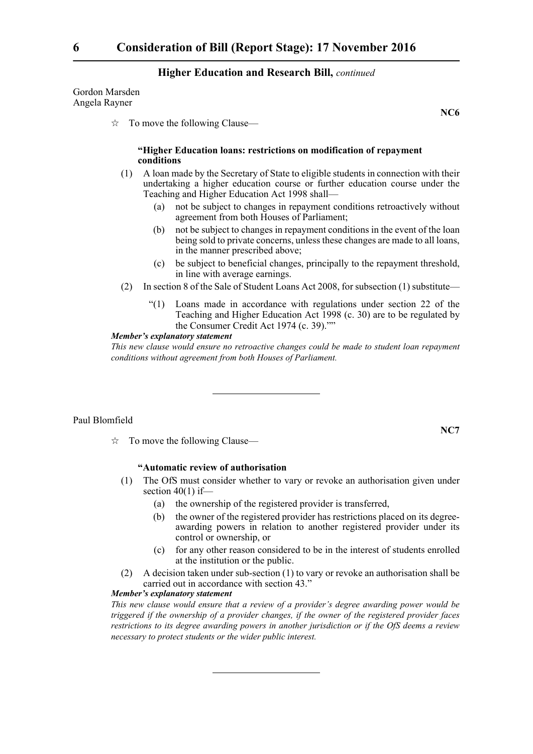**Higher Education and Research Bill,** *continued*

Gordon Marsden
Angela Rayner

**NC6**

☆ To move the following Clause—

**"Higher Education loans: restrictions on modification of repayment conditions**

(1) A loan made by the Secretary of State to eligible students in connection with their undertaking a higher education course or further education course under the Teaching and Higher Education Act 1998 shall—

(a) not be subject to changes in repayment conditions retroactively without agreement from both Houses of Parliament;

(b) not be subject to changes in repayment conditions in the event of the loan being sold to private concerns, unless these changes are made to all loans, in the manner prescribed above;

(c) be subject to beneficial changes, principally to the repayment threshold, in line with average earnings.

(2) In section 8 of the Sale of Student Loans Act 2008, for subsection (1) substitute—

"(1) Loans made in accordance with regulations under section 22 of the Teaching and Higher Education Act 1998 (c. 30) are to be regulated by the Consumer Credit Act 1974 (c. 39).""

***Member's explanatory statement***

*This new clause would ensure no retroactive changes could be made to student loan repayment conditions without agreement from both Houses of Parliament.*

---

Paul Blomfield

**NC7**

☆ To move the following Clause—

**"Automatic review of authorisation**

(1) The OfS must consider whether to vary or revoke an authorisation given under section 40(1) if—

(a) the ownership of the registered provider is transferred,

(b) the owner of the registered provider has restrictions placed on its degree-awarding powers in relation to another registered provider under its control or ownership, or

(c) for any other reason considered to be in the interest of students enrolled at the institution or the public.

(2) A decision taken under sub-section (1) to vary or revoke an authorisation shall be carried out in accordance with section 43."

***Member's explanatory statement***

*This new clause would ensure that a review of a provider's degree awarding power would be triggered if the ownership of a provider changes, if the owner of the registered provider faces restrictions to its degree awarding powers in another jurisdiction or if the OfS deems a review necessary to protect students or the wider public interest.*

---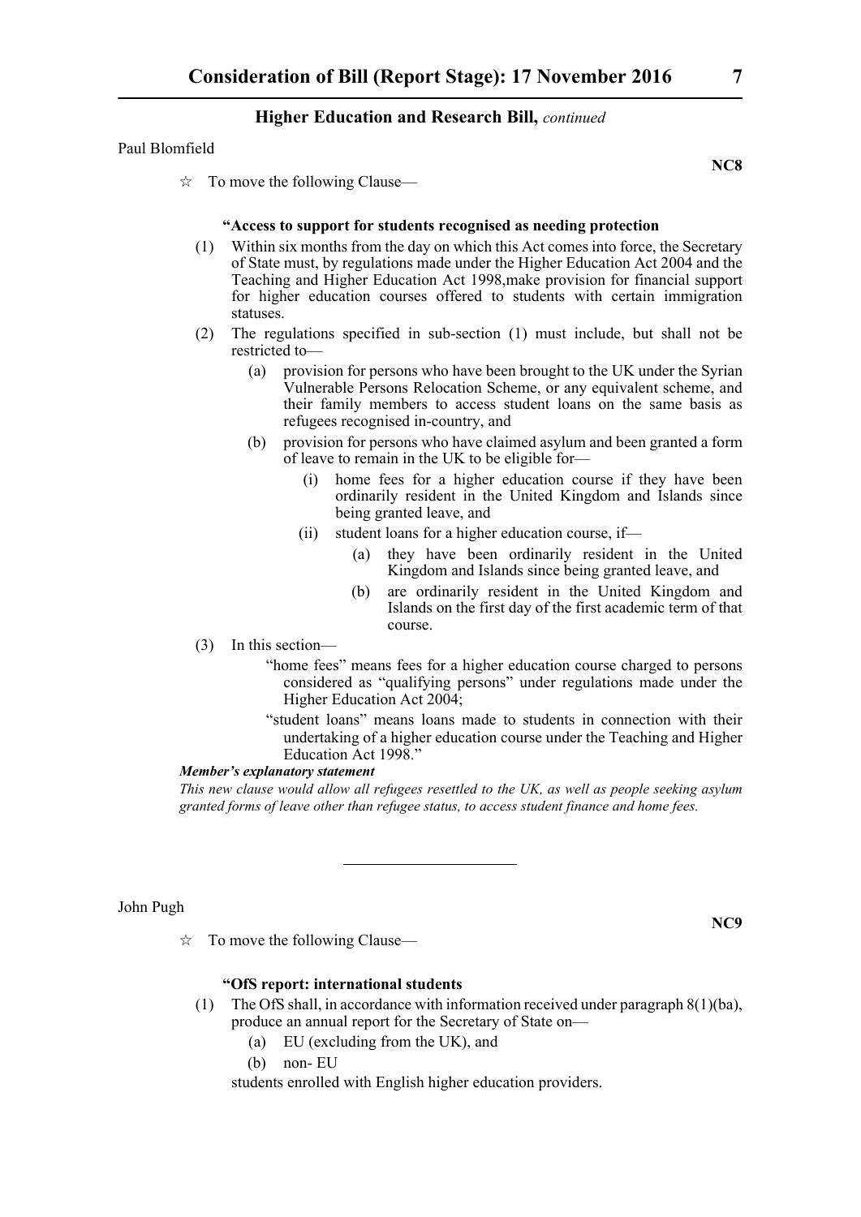Paul Blomfield

**NC8**

☆ To move the following Clause—

**"Access to support for students recognised as needing protection**

(1) Within six months from the day on which this Act comes into force, the Secretary of State must, by regulations made under the Higher Education Act 2004 and the Teaching and Higher Education Act 1998,make provision for financial support for higher education courses offered to students with certain immigration statuses.

(2) The regulations specified in sub-section (1) must include, but shall not be restricted to—

(a) provision for persons who have been brought to the UK under the Syrian Vulnerable Persons Relocation Scheme, or any equivalent scheme, and their family members to access student loans on the same basis as refugees recognised in-country, and

(b) provision for persons who have claimed asylum and been granted a form of leave to remain in the UK to be eligible for—

(i) home fees for a higher education course if they have been ordinarily resident in the United Kingdom and Islands since being granted leave, and

(ii) student loans for a higher education course, if—

(a) they have been ordinarily resident in the United Kingdom and Islands since being granted leave, and

(b) are ordinarily resident in the United Kingdom and Islands on the first day of the first academic term of that course.

(3) In this section—

"home fees" means fees for a higher education course charged to persons considered as "qualifying persons" under regulations made under the Higher Education Act 2004;

"student loans" means loans made to students in connection with their undertaking of a higher education course under the Teaching and Higher Education Act 1998."

***Member's explanatory statement***

*This new clause would allow all refugees resettled to the UK, as well as people seeking asylum granted forms of leave other than refugee status, to access student finance and home fees.*

---

John Pugh

**NC9**

☆ To move the following Clause—

**"OfS report: international students**

(1) The OfS shall, in accordance with information received under paragraph 8(1)(ba), produce an annual report for the Secretary of State on—

(a) EU (excluding from the UK), and

(b) non- EU

students enrolled with English higher education providers.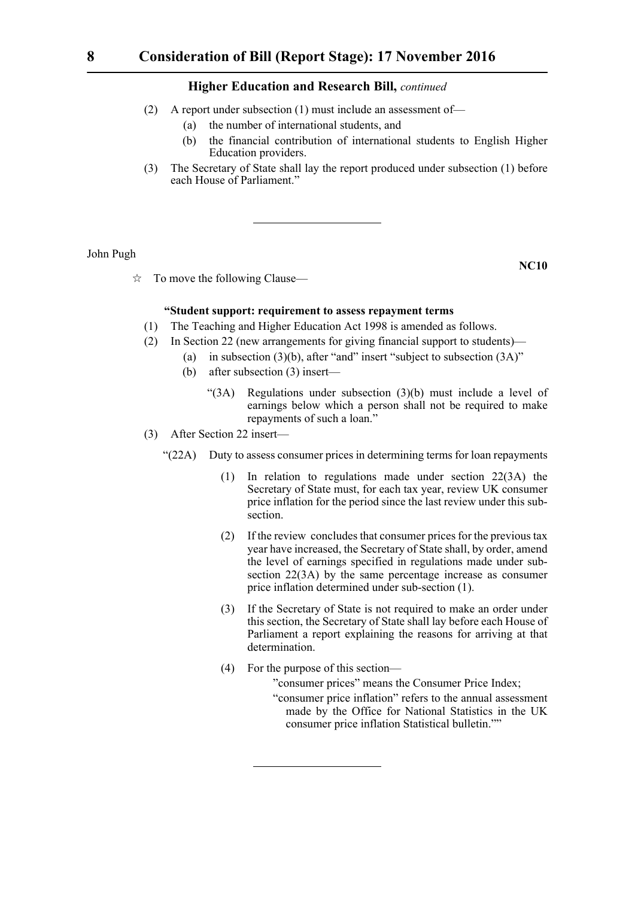(2) A report under subsection (1) must include an assessment of—

   (a) the number of international students, and

   (b) the financial contribution of international students to English Higher Education providers.

(3) The Secretary of State shall lay the report produced under subsection (1) before each House of Parliament."

---

John Pugh

**NC10**

☆ To move the following Clause—

**"Student support: requirement to assess repayment terms**

(1) The Teaching and Higher Education Act 1998 is amended as follows.

(2) In Section 22 (new arrangements for giving financial support to students)—

   (a) in subsection (3)(b), after "and" insert "subject to subsection (3A)"

   (b) after subsection (3) insert—

      "(3A) Regulations under subsection (3)(b) must include a level of earnings below which a person shall not be required to make repayments of such a loan."

(3) After Section 22 insert—

   "(22A) Duty to assess consumer prices in determining terms for loan repayments

      (1) In relation to regulations made under section 22(3A) the Secretary of State must, for each tax year, review UK consumer price inflation for the period since the last review under this sub-section.

      (2) If the review concludes that consumer prices for the previous tax year have increased, the Secretary of State shall, by order, amend the level of earnings specified in regulations made under sub-section 22(3A) by the same percentage increase as consumer price inflation determined under sub-section (1).

      (3) If the Secretary of State is not required to make an order under this section, the Secretary of State shall lay before each House of Parliament a report explaining the reasons for arriving at that determination.

      (4) For the purpose of this section—

         "consumer prices" means the Consumer Price Index;

         "consumer price inflation" refers to the annual assessment made by the Office for National Statistics in the UK consumer price inflation Statistical bulletin.""

---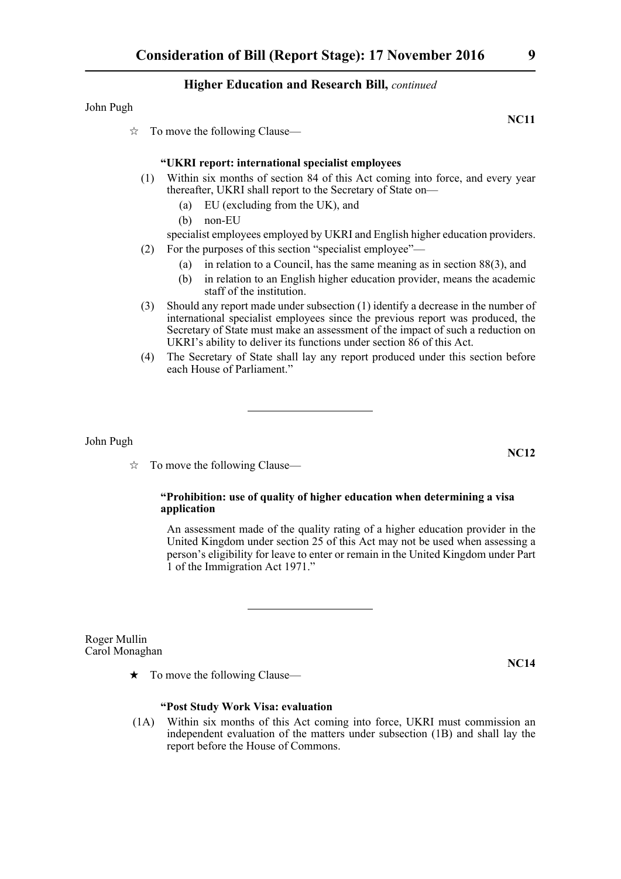## Higher Education and Research Bill, *continued*

John Pugh

**NC11**

☆ To move the following Clause—

**"UKRI report: international specialist employees**

(1) Within six months of section 84 of this Act coming into force, and every year thereafter, UKRI shall report to the Secretary of State on—

(a) EU (excluding from the UK), and

(b) non-EU

specialist employees employed by UKRI and English higher education providers.

(2) For the purposes of this section "specialist employee"—

(a) in relation to a Council, has the same meaning as in section 88(3), and

(b) in relation to an English higher education provider, means the academic staff of the institution.

(3) Should any report made under subsection (1) identify a decrease in the number of international specialist employees since the previous report was produced, the Secretary of State must make an assessment of the impact of such a reduction on UKRI's ability to deliver its functions under section 86 of this Act.

(4) The Secretary of State shall lay any report produced under this section before each House of Parliament."

---

John Pugh

**NC12**

☆ To move the following Clause—

**"Prohibition: use of quality of higher education when determining a visa application**

An assessment made of the quality rating of a higher education provider in the United Kingdom under section 25 of this Act may not be used when assessing a person's eligibility for leave to enter or remain in the United Kingdom under Part 1 of the Immigration Act 1971."

---

Roger Mullin
Carol Monaghan

**NC14**

★ To move the following Clause—

**"Post Study Work Visa: evaluation**

(1A) Within six months of this Act coming into force, UKRI must commission an independent evaluation of the matters under subsection (1B) and shall lay the report before the House of Commons.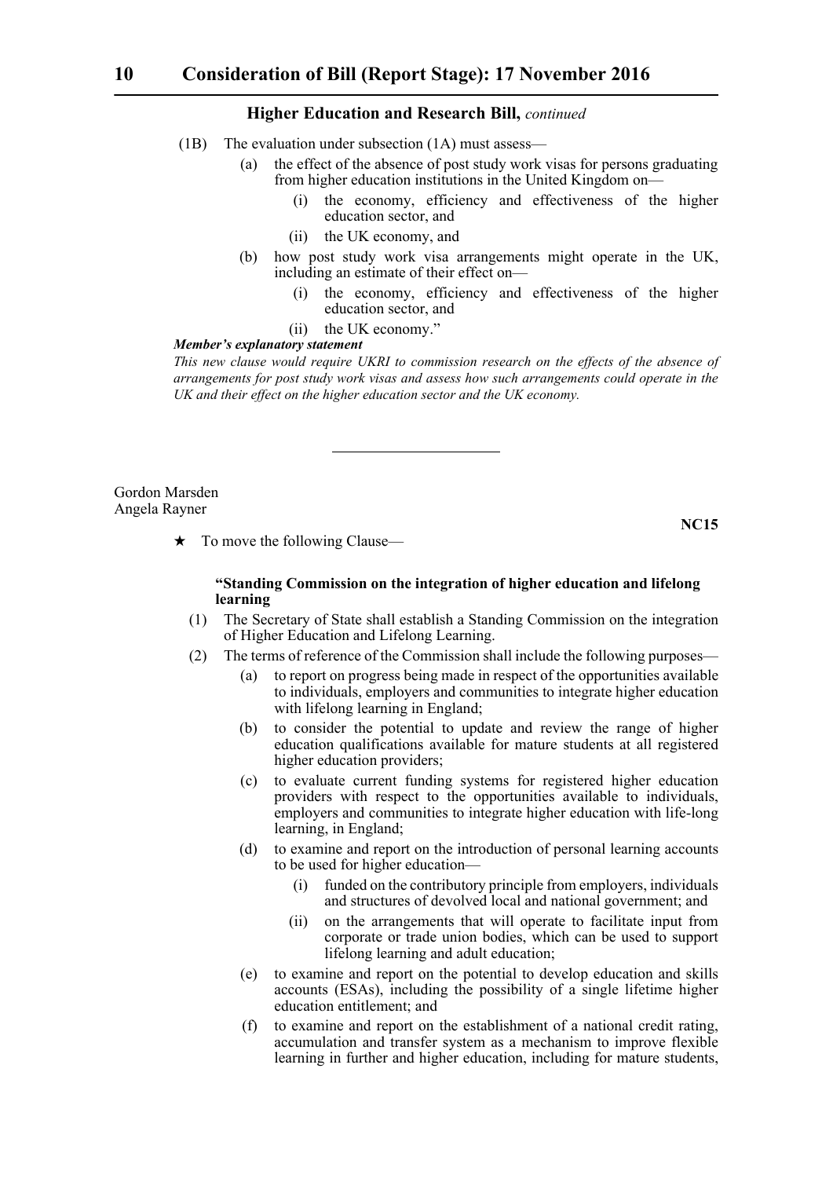(1B) The evaluation under subsection (1A) must assess—

(a) the effect of the absence of post study work visas for persons graduating from higher education institutions in the United Kingdom on—

(i) the economy, efficiency and effectiveness of the higher education sector, and

(ii) the UK economy, and

(b) how post study work visa arrangements might operate in the UK, including an estimate of their effect on—

(i) the economy, efficiency and effectiveness of the higher education sector, and

(ii) the UK economy."

***Member's explanatory statement***

*This new clause would require UKRI to commission research on the effects of the absence of arrangements for post study work visas and assess how such arrangements could operate in the UK and their effect on the higher education sector and the UK economy.*

---

Gordon Marsden
Angela Rayner

**NC15**

★ To move the following Clause—

**"Standing Commission on the integration of higher education and lifelong learning**

(1) The Secretary of State shall establish a Standing Commission on the integration of Higher Education and Lifelong Learning.

(2) The terms of reference of the Commission shall include the following purposes—

(a) to report on progress being made in respect of the opportunities available to individuals, employers and communities to integrate higher education with lifelong learning in England;

(b) to consider the potential to update and review the range of higher education qualifications available for mature students at all registered higher education providers;

(c) to evaluate current funding systems for registered higher education providers with respect to the opportunities available to individuals, employers and communities to integrate higher education with life-long learning, in England;

(d) to examine and report on the introduction of personal learning accounts to be used for higher education—

(i) funded on the contributory principle from employers, individuals and structures of devolved local and national government; and

(ii) on the arrangements that will operate to facilitate input from corporate or trade union bodies, which can be used to support lifelong learning and adult education;

(e) to examine and report on the potential to develop education and skills accounts (ESAs), including the possibility of a single lifetime higher education entitlement; and

(f) to examine and report on the establishment of a national credit rating, accumulation and transfer system as a mechanism to improve flexible learning in further and higher education, including for mature students,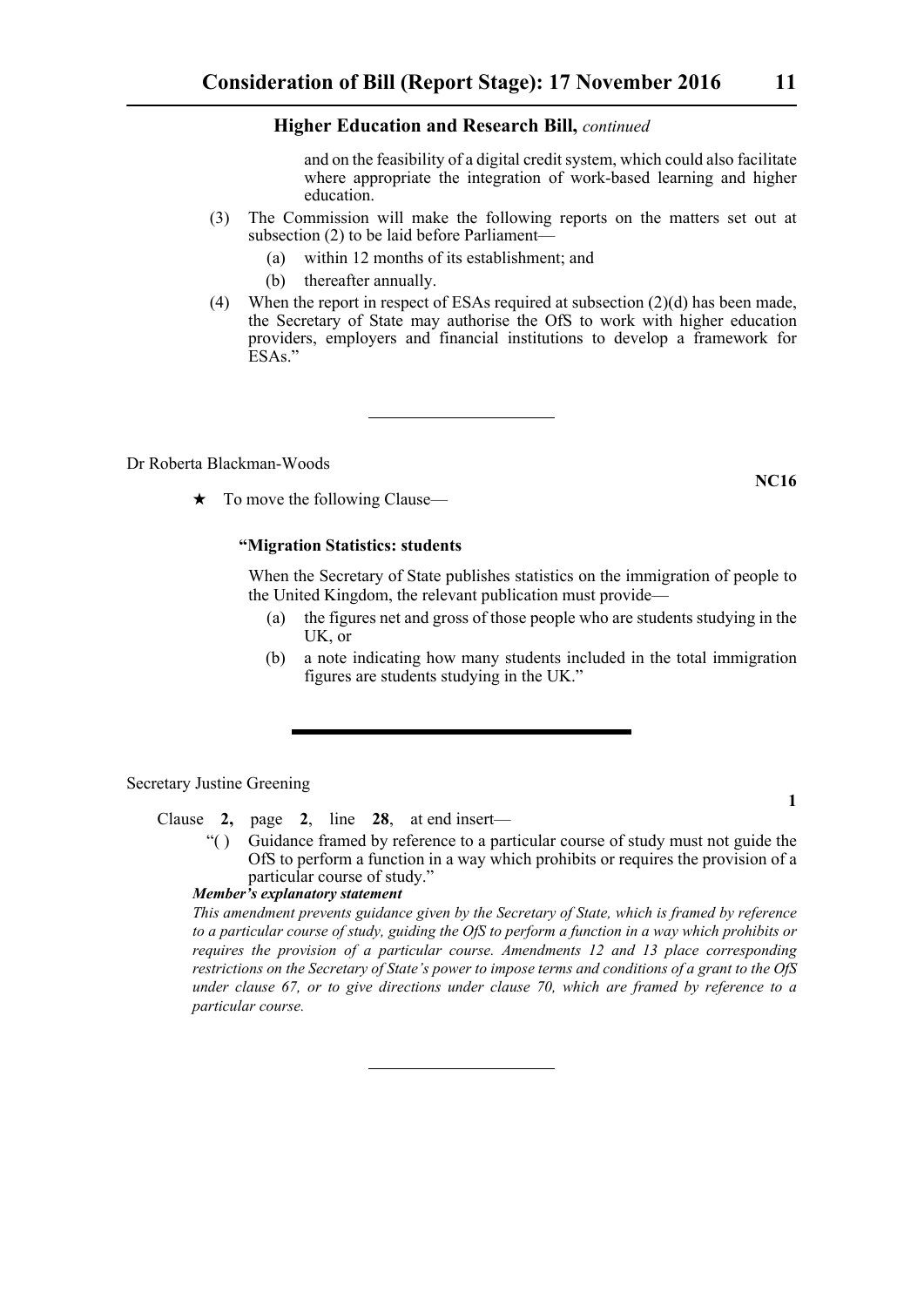and on the feasibility of a digital credit system, which could also facilitate where appropriate the integration of work-based learning and higher education.

(3) The Commission will make the following reports on the matters set out at subsection (2) to be laid before Parliament—

(a) within 12 months of its establishment; and

(b) thereafter annually.

(4) When the report in respect of ESAs required at subsection (2)(d) has been made, the Secretary of State may authorise the OfS to work with higher education providers, employers and financial institutions to develop a framework for ESAs."

---

Dr Roberta Blackman-Woods

**NC16**

★ To move the following Clause—

**"Migration Statistics: students**

When the Secretary of State publishes statistics on the immigration of people to the United Kingdom, the relevant publication must provide—

(a) the figures net and gross of those people who are students studying in the UK, or

(b) a note indicating how many students included in the total immigration figures are students studying in the UK."

---

Secretary Justine Greening

**1**

Clause **2,** page **2**, line **28**, at end insert—

"( ) Guidance framed by reference to a particular course of study must not guide the OfS to perform a function in a way which prohibits or requires the provision of a particular course of study."

***Member's explanatory statement***

*This amendment prevents guidance given by the Secretary of State, which is framed by reference to a particular course of study, guiding the OfS to perform a function in a way which prohibits or requires the provision of a particular course. Amendments 12 and 13 place corresponding restrictions on the Secretary of State's power to impose terms and conditions of a grant to the OfS under clause 67, or to give directions under clause 70, which are framed by reference to a particular course.*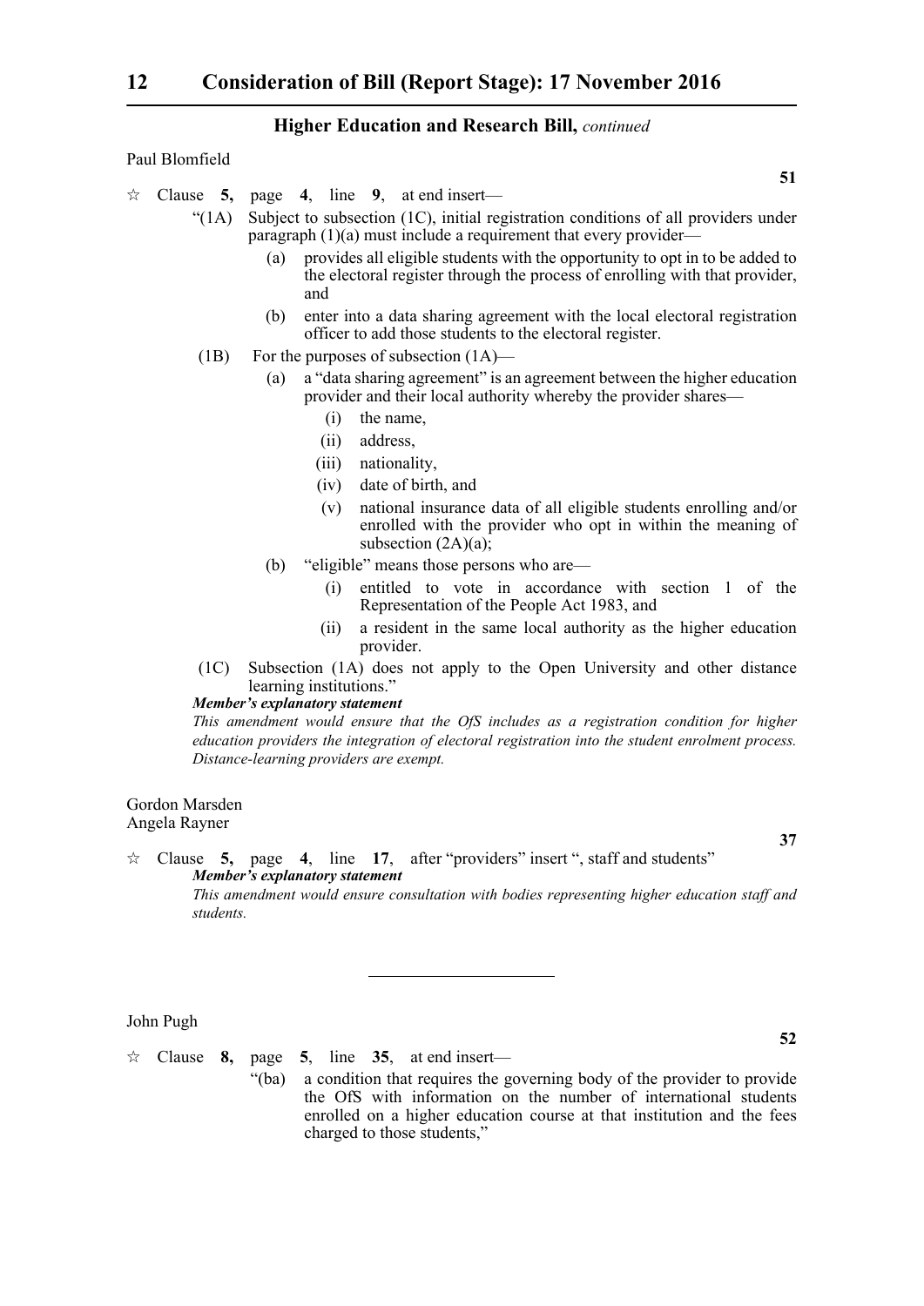## Higher Education and Research Bill, *continued*

Paul Blomfield

**51**

☆ Clause **5**, page **4**, line **9**, at end insert—

"(1A) Subject to subsection (1C), initial registration conditions of all providers under paragraph (1)(a) must include a requirement that every provider—

(a) provides all eligible students with the opportunity to opt in to be added to the electoral register through the process of enrolling with that provider, and

(b) enter into a data sharing agreement with the local electoral registration officer to add those students to the electoral register.

(1B) For the purposes of subsection (1A)—

(a) a "data sharing agreement" is an agreement between the higher education provider and their local authority whereby the provider shares—

(i) the name,

(ii) address,

(iii) nationality,

(iv) date of birth, and

(v) national insurance data of all eligible students enrolling and/or enrolled with the provider who opt in within the meaning of subsection (2A)(a);

(b) "eligible" means those persons who are—

(i) entitled to vote in accordance with section 1 of the Representation of the People Act 1983, and

(ii) a resident in the same local authority as the higher education provider.

(1C) Subsection (1A) does not apply to the Open University and other distance learning institutions."

***Member's explanatory statement***

*This amendment would ensure that the OfS includes as a registration condition for higher education providers the integration of electoral registration into the student enrolment process. Distance-learning providers are exempt.*

Gordon Marsden
Angela Rayner

**37**

☆ Clause **5**, page **4**, line **17**, after "providers" insert ", staff and students"

***Member's explanatory statement***

*This amendment would ensure consultation with bodies representing higher education staff and students.*

---

John Pugh

**52**

☆ Clause **8**, page **5**, line **35**, at end insert—

"(ba) a condition that requires the governing body of the provider to provide the OfS with information on the number of international students enrolled on a higher education course at that institution and the fees charged to those students,"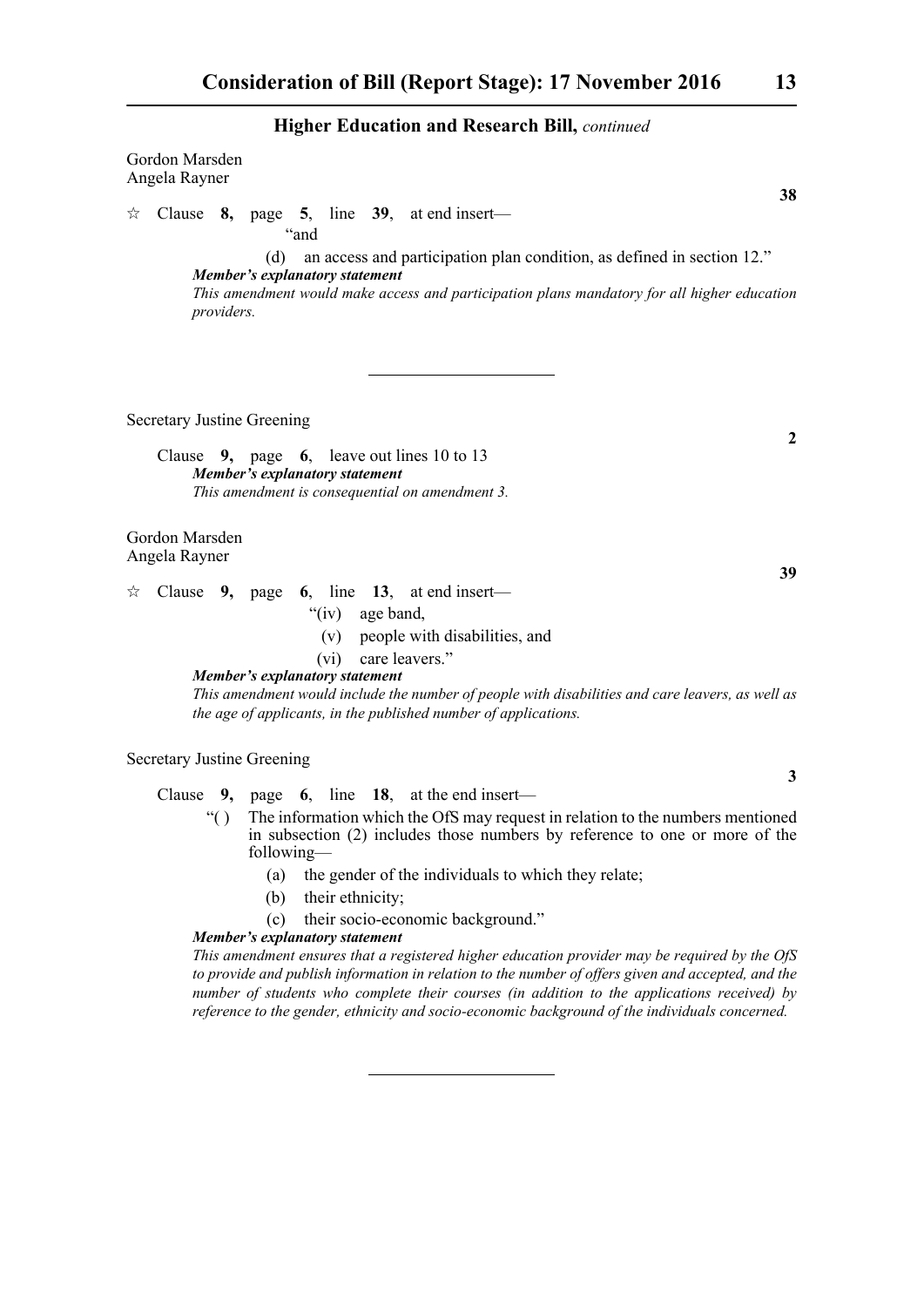## Higher Education and Research Bill, *continued*

Gordon Marsden
Angela Rayner

**38**

☆ Clause **8,** page **5**, line **39**, at end insert—

"and

(d) an access and participation plan condition, as defined in section 12."

***Member's explanatory statement***

*This amendment would make access and participation plans mandatory for all higher education providers.*

---

Secretary Justine Greening

**2**

Clause **9,** page **6**, leave out lines 10 to 13

***Member's explanatory statement***

*This amendment is consequential on amendment 3.*

Gordon Marsden
Angela Rayner

**39**

☆ Clause **9,** page **6**, line **13**, at end insert—

"(iv) age band,

(v) people with disabilities, and

(vi) care leavers."

***Member's explanatory statement***

*This amendment would include the number of people with disabilities and care leavers, as well as the age of applicants, in the published number of applications.*

Secretary Justine Greening

**3**

Clause **9,** page **6**, line **18**, at the end insert—

"( ) The information which the OfS may request in relation to the numbers mentioned in subsection (2) includes those numbers by reference to one or more of the following—

(a) the gender of the individuals to which they relate;

(b) their ethnicity;

(c) their socio-economic background."

***Member's explanatory statement***

*This amendment ensures that a registered higher education provider may be required by the OfS to provide and publish information in relation to the number of offers given and accepted, and the number of students who complete their courses (in addition to the applications received) by reference to the gender, ethnicity and socio-economic background of the individuals concerned.*

---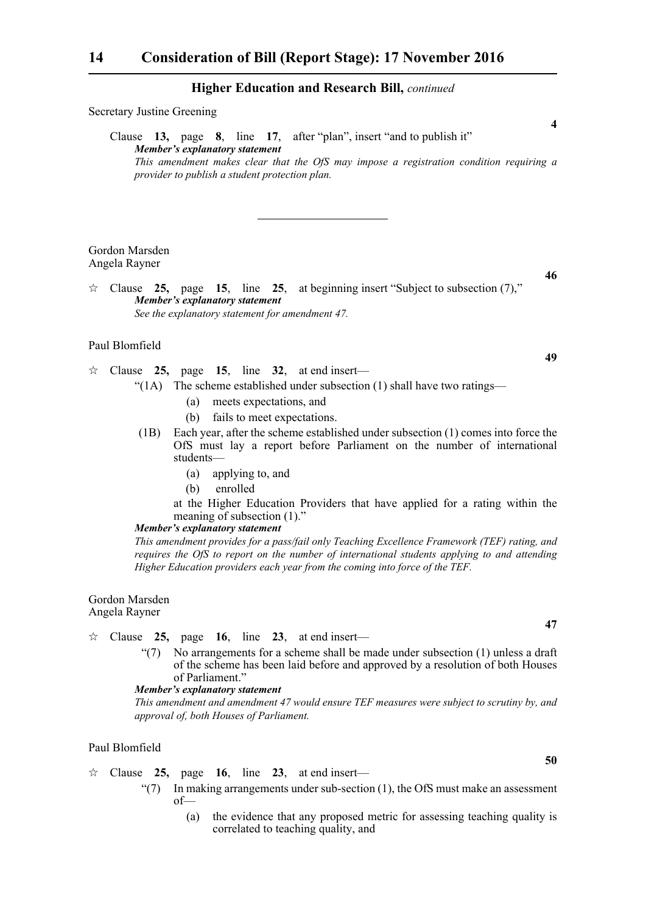## Higher Education and Research Bill, *continued*

Secretary Justine Greening

**4**

Clause **13,** page **8**, line **17**, after "plan", insert "and to publish it"

***Member's explanatory statement***

*This amendment makes clear that the OfS may impose a registration condition requiring a provider to publish a student protection plan.*

---

Gordon Marsden
Angela Rayner

**46**

☆ Clause **25,** page **15**, line **25**, at beginning insert "Subject to subsection (7),"

***Member's explanatory statement***

*See the explanatory statement for amendment 47.*

Paul Blomfield

**49**

☆ Clause **25,** page **15**, line **32**, at end insert—

"(1A) The scheme established under subsection (1) shall have two ratings—

(a) meets expectations, and

(b) fails to meet expectations.

(1B) Each year, after the scheme established under subsection (1) comes into force the OfS must lay a report before Parliament on the number of international students—

(a) applying to, and

(b) enrolled

at the Higher Education Providers that have applied for a rating within the meaning of subsection (1)."

***Member's explanatory statement***

*This amendment provides for a pass/fail only Teaching Excellence Framework (TEF) rating, and requires the OfS to report on the number of international students applying to and attending Higher Education providers each year from the coming into force of the TEF.*

Gordon Marsden
Angela Rayner

**47**

☆ Clause **25,** page **16**, line **23**, at end insert—

"(7) No arrangements for a scheme shall be made under subsection (1) unless a draft of the scheme has been laid before and approved by a resolution of both Houses of Parliament."

***Member's explanatory statement***

*This amendment and amendment 47 would ensure TEF measures were subject to scrutiny by, and approval of, both Houses of Parliament.*

Paul Blomfield

**50**

☆ Clause **25,** page **16**, line **23**, at end insert—

"(7) In making arrangements under sub-section (1), the OfS must make an assessment of—

(a) the evidence that any proposed metric for assessing teaching quality is correlated to teaching quality, and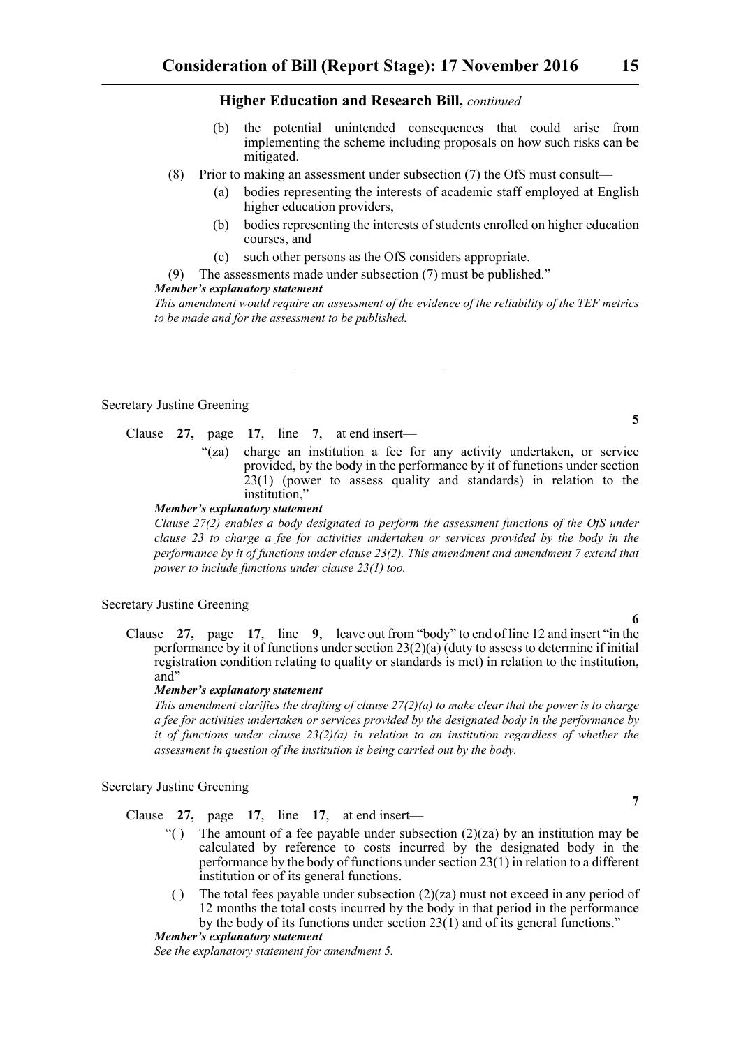Higher Education and Research Bill, *continued*

(b) the potential unintended consequences that could arise from implementing the scheme including proposals on how such risks can be mitigated.

(8) Prior to making an assessment under subsection (7) the OfS must consult—

(a) bodies representing the interests of academic staff employed at English higher education providers,

(b) bodies representing the interests of students enrolled on higher education courses, and

(c) such other persons as the OfS considers appropriate.

(9) The assessments made under subsection (7) must be published."

***Member's explanatory statement***

*This amendment would require an assessment of the evidence of the reliability of the TEF metrics to be made and for the assessment to be published.*

---

Secretary Justine Greening

**5**

Clause **27,** page **17**, line **7**, at end insert—

"(za) charge an institution a fee for any activity undertaken, or service provided, by the body in the performance by it of functions under section 23(1) (power to assess quality and standards) in relation to the institution,"

***Member's explanatory statement***

*Clause 27(2) enables a body designated to perform the assessment functions of the OfS under clause 23 to charge a fee for activities undertaken or services provided by the body in the performance by it of functions under clause 23(2). This amendment and amendment 7 extend that power to include functions under clause 23(1) too.*

Secretary Justine Greening

**6**

Clause **27,** page **17**, line **9**, leave out from "body" to end of line 12 and insert "in the performance by it of functions under section 23(2)(a) (duty to assess to determine if initial registration condition relating to quality or standards is met) in relation to the institution, and"

***Member's explanatory statement***

*This amendment clarifies the drafting of clause 27(2)(a) to make clear that the power is to charge a fee for activities undertaken or services provided by the designated body in the performance by it of functions under clause 23(2)(a) in relation to an institution regardless of whether the assessment in question of the institution is being carried out by the body.*

Secretary Justine Greening

**7**

Clause **27,** page **17**, line **17**, at end insert—

"( ) The amount of a fee payable under subsection (2)(za) by an institution may be calculated by reference to costs incurred by the designated body in the performance by the body of functions under section 23(1) in relation to a different institution or of its general functions.

( ) The total fees payable under subsection (2)(za) must not exceed in any period of 12 months the total costs incurred by the body in that period in the performance by the body of its functions under section 23(1) and of its general functions."

***Member's explanatory statement***

*See the explanatory statement for amendment 5.*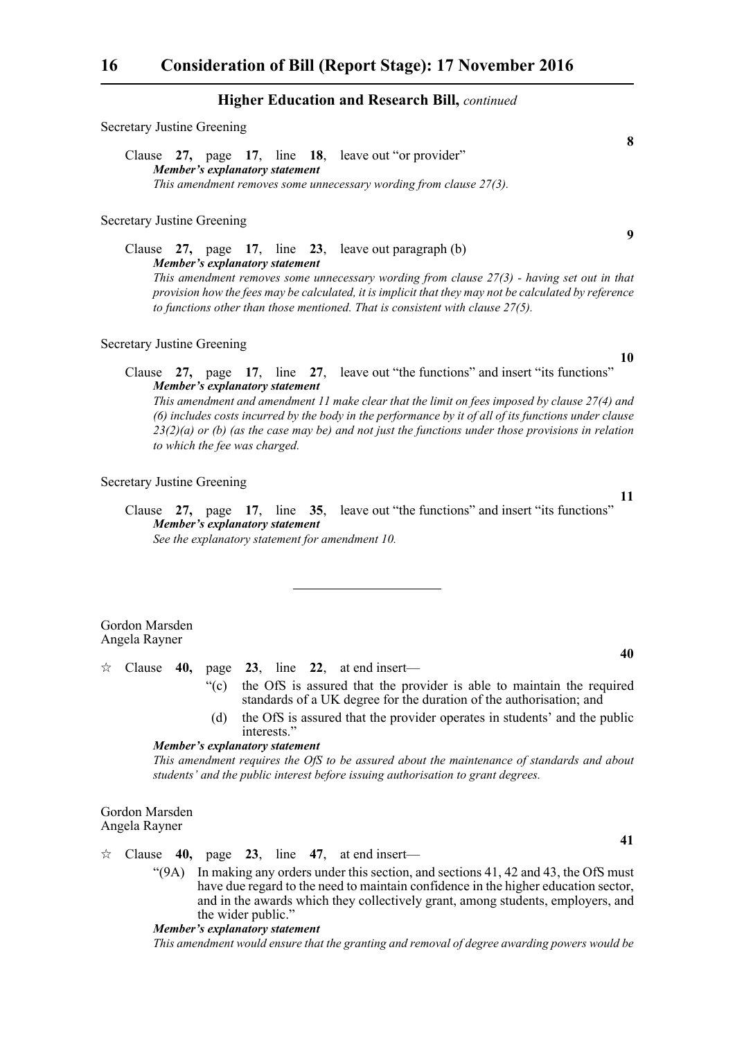## Higher Education and Research Bill, *continued*

Secretary Justine Greening

**8**

Clause **27,** page **17**, line **18**, leave out "or provider"

***Member's explanatory statement***

*This amendment removes some unnecessary wording from clause 27(3).*

Secretary Justine Greening

**9**

Clause **27,** page **17**, line **23**, leave out paragraph (b)

***Member's explanatory statement***

*This amendment removes some unnecessary wording from clause 27(3) - having set out in that provision how the fees may be calculated, it is implicit that they may not be calculated by reference to functions other than those mentioned. That is consistent with clause 27(5).*

Secretary Justine Greening

**10**

Clause **27,** page **17**, line **27**, leave out "the functions" and insert "its functions"

***Member's explanatory statement***

*This amendment and amendment 11 make clear that the limit on fees imposed by clause 27(4) and (6) includes costs incurred by the body in the performance by it of all of its functions under clause 23(2)(a) or (b) (as the case may be) and not just the functions under those provisions in relation to which the fee was charged.*

Secretary Justine Greening

**11**

Clause **27,** page **17**, line **35**, leave out "the functions" and insert "its functions"

***Member's explanatory statement***

*See the explanatory statement for amendment 10.*

---

Gordon Marsden
Angela Rayner

**40**

☆ Clause **40,** page **23**, line **22**, at end insert—

"(c) the OfS is assured that the provider is able to maintain the required standards of a UK degree for the duration of the authorisation; and

(d) the OfS is assured that the provider operates in students' and the public interests."

***Member's explanatory statement***

*This amendment requires the OfS to be assured about the maintenance of standards and about students' and the public interest before issuing authorisation to grant degrees.*

Gordon Marsden
Angela Rayner

**41**

☆ Clause **40,** page **23**, line **47**, at end insert—

"(9A) In making any orders under this section, and sections 41, 42 and 43, the OfS must have due regard to the need to maintain confidence in the higher education sector, and in the awards which they collectively grant, among students, employers, and the wider public."

***Member's explanatory statement***

*This amendment would ensure that the granting and removal of degree awarding powers would be*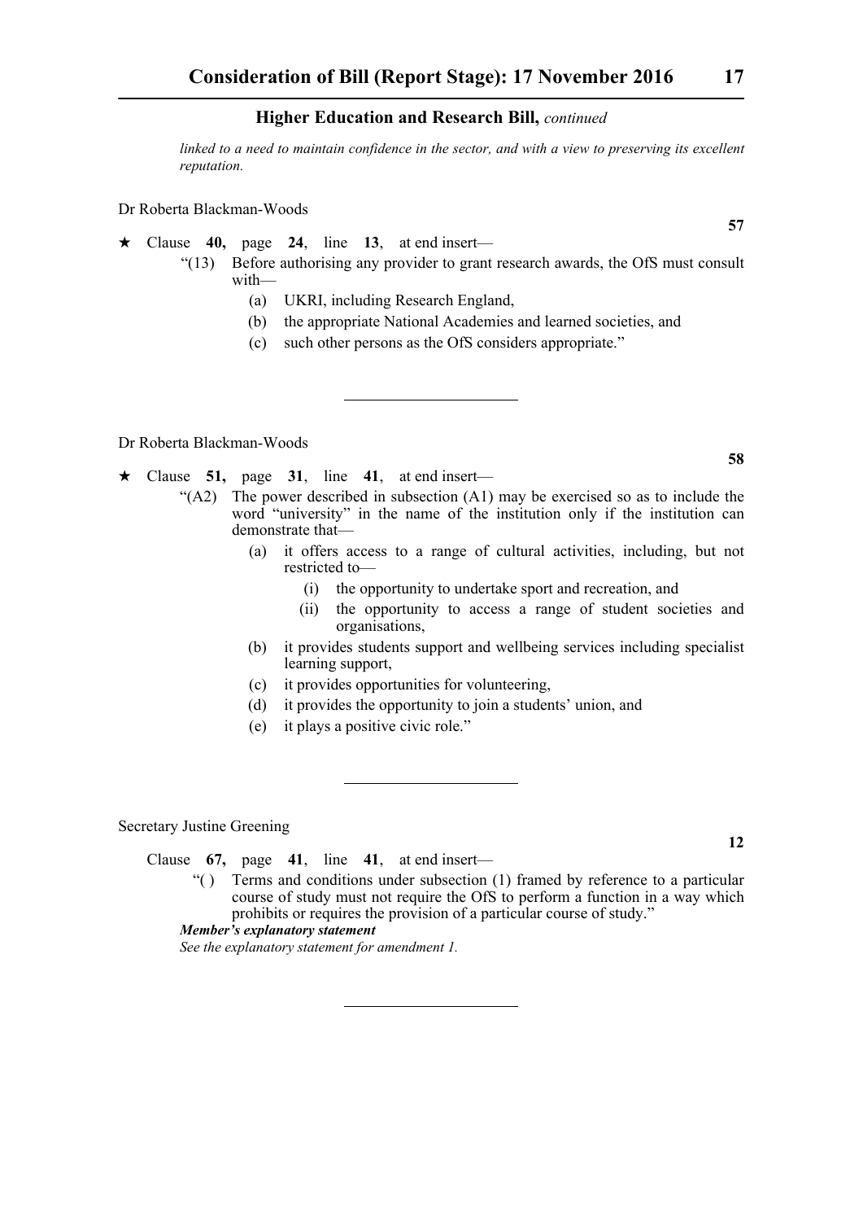*linked to a need to maintain confidence in the sector, and with a view to preserving its excellent reputation.*

Dr Roberta Blackman-Woods

**57**

★ Clause **40,** page **24**, line **13**, at end insert—

"(13) Before authorising any provider to grant research awards, the OfS must consult with—

(a) UKRI, including Research England,

(b) the appropriate National Academies and learned societies, and

(c) such other persons as the OfS considers appropriate."

---

Dr Roberta Blackman-Woods

**58**

★ Clause **51,** page **31**, line **41**, at end insert—

"(A2) The power described in subsection (A1) may be exercised so as to include the word "university" in the name of the institution only if the institution can demonstrate that—

(a) it offers access to a range of cultural activities, including, but not restricted to—

(i) the opportunity to undertake sport and recreation, and

(ii) the opportunity to access a range of student societies and organisations,

(b) it provides students support and wellbeing services including specialist learning support,

(c) it provides opportunities for volunteering,

(d) it provides the opportunity to join a students' union, and

(e) it plays a positive civic role."

---

Secretary Justine Greening

**12**

Clause **67,** page **41**, line **41**, at end insert—

"( ) Terms and conditions under subsection (1) framed by reference to a particular course of study must not require the OfS to perform a function in a way which prohibits or requires the provision of a particular course of study."

***Member's explanatory statement***

*See the explanatory statement for amendment 1.*

---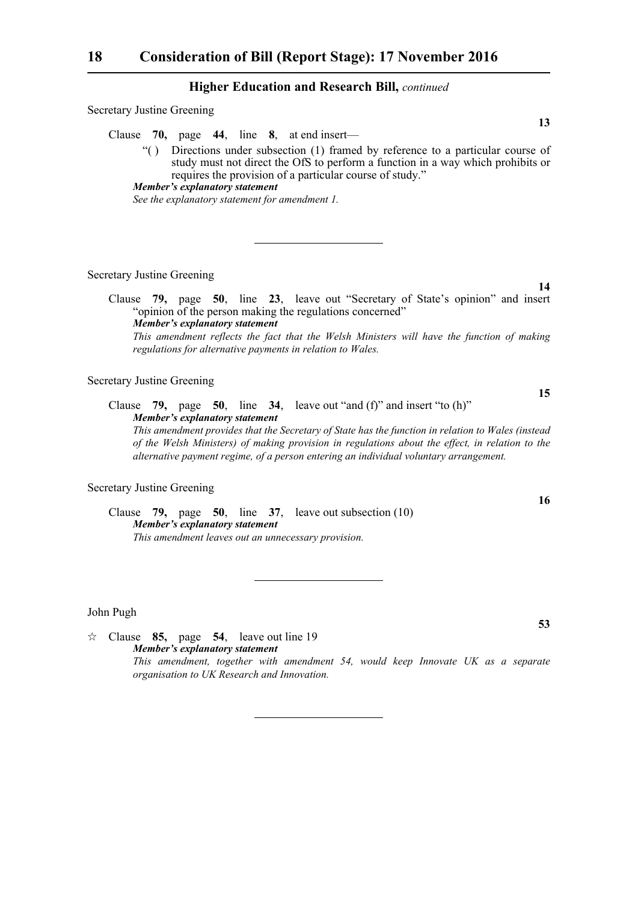## Higher Education and Research Bill, *continued*

Secretary Justine Greening

**13**

Clause **70,** page **44**, line **8**, at end insert—

"( ) Directions under subsection (1) framed by reference to a particular course of study must not direct the OfS to perform a function in a way which prohibits or requires the provision of a particular course of study."

***Member's explanatory statement***

*See the explanatory statement for amendment 1.*

---

Secretary Justine Greening

**14**

Clause **79,** page **50**, line **23**, leave out "Secretary of State's opinion" and insert "opinion of the person making the regulations concerned"

***Member's explanatory statement***

*This amendment reflects the fact that the Welsh Ministers will have the function of making regulations for alternative payments in relation to Wales.*

Secretary Justine Greening

**15**

Clause **79,** page **50**, line **34**, leave out "and (f)" and insert "to (h)"

***Member's explanatory statement***

*This amendment provides that the Secretary of State has the function in relation to Wales (instead of the Welsh Ministers) of making provision in regulations about the effect, in relation to the alternative payment regime, of a person entering an individual voluntary arrangement.*

Secretary Justine Greening

**16**

Clause **79,** page **50**, line **37**, leave out subsection (10)

***Member's explanatory statement***

*This amendment leaves out an unnecessary provision.*

---

John Pugh

**53**

☆ Clause **85,** page **54**, leave out line 19

***Member's explanatory statement***

*This amendment, together with amendment 54, would keep Innovate UK as a separate organisation to UK Research and Innovation.*

---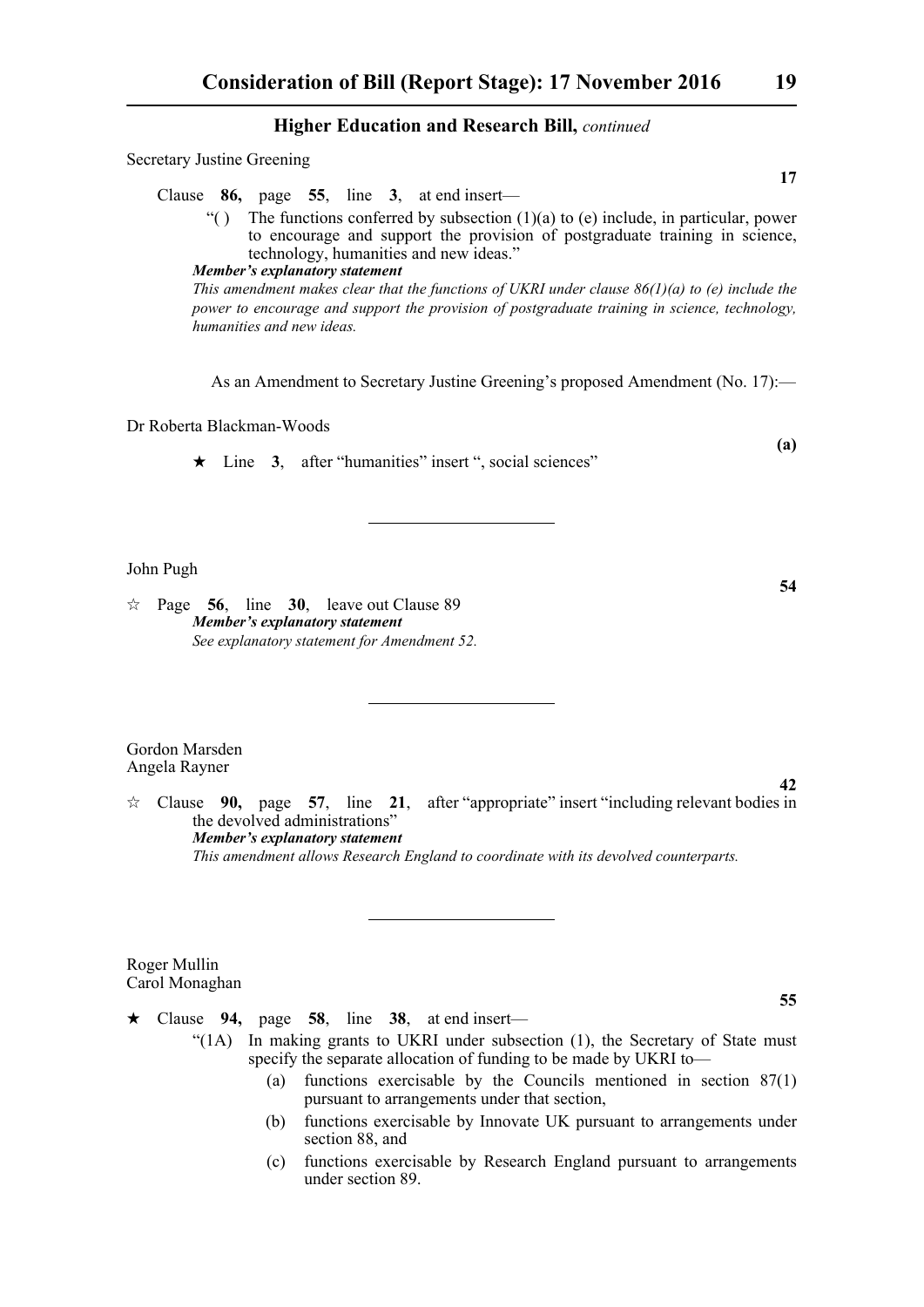## Higher Education and Research Bill, *continued*

Secretary Justine Greening

**17**

Clause **86,** page **55**, line **3**, at end insert—

"( ) The functions conferred by subsection (1)(a) to (e) include, in particular, power to encourage and support the provision of postgraduate training in science, technology, humanities and new ideas."

***Member's explanatory statement***

*This amendment makes clear that the functions of UKRI under clause 86(1)(a) to (e) include the power to encourage and support the provision of postgraduate training in science, technology, humanities and new ideas.*

As an Amendment to Secretary Justine Greening's proposed Amendment (No. 17):—

Dr Roberta Blackman-Woods

**(a)**

★ Line **3**, after "humanities" insert ", social sciences"

---

John Pugh

**54**

☆ Page **56**, line **30**, leave out Clause 89

***Member's explanatory statement***

*See explanatory statement for Amendment 52.*

---

Gordon Marsden
Angela Rayner

**42**

☆ Clause **90,** page **57**, line **21**, after "appropriate" insert "including relevant bodies in the devolved administrations"

***Member's explanatory statement***

*This amendment allows Research England to coordinate with its devolved counterparts.*

---

Roger Mullin
Carol Monaghan

**55**

★ Clause **94,** page **58**, line **38**, at end insert—

"(1A) In making grants to UKRI under subsection (1), the Secretary of State must specify the separate allocation of funding to be made by UKRI to—

(a) functions exercisable by the Councils mentioned in section 87(1) pursuant to arrangements under that section,

(b) functions exercisable by Innovate UK pursuant to arrangements under section 88, and

(c) functions exercisable by Research England pursuant to arrangements under section 89.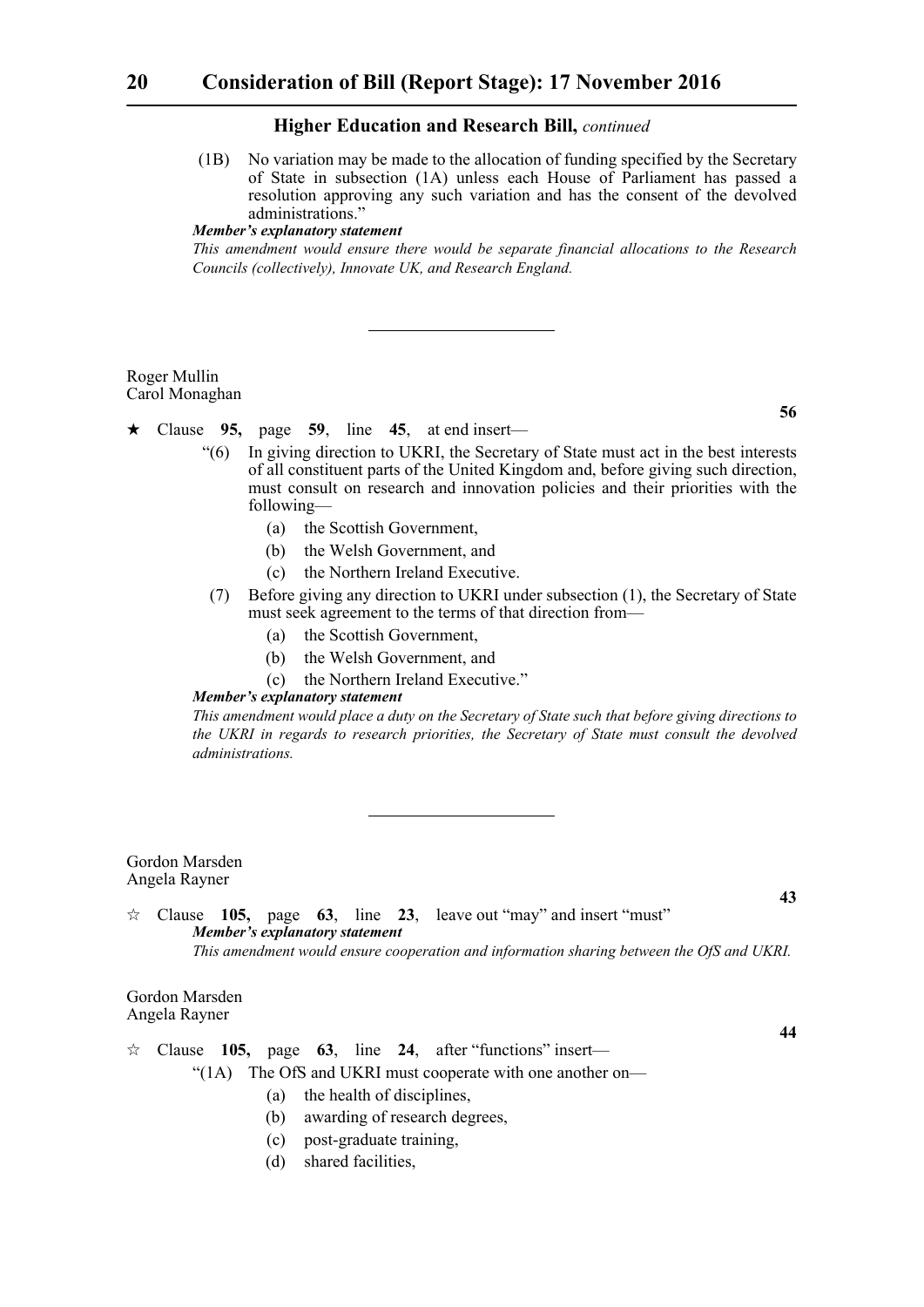**Higher Education and Research Bill,** *continued*

(1B) No variation may be made to the allocation of funding specified by the Secretary of State in subsection (1A) unless each House of Parliament has passed a resolution approving any such variation and has the consent of the devolved administrations."

***Member's explanatory statement***

*This amendment would ensure there would be separate financial allocations to the Research Councils (collectively), Innovate UK, and Research England.*

---

Roger Mullin
Carol Monaghan

**56**

★ Clause **95,** page **59**, line **45**, at end insert—

"(6) In giving direction to UKRI, the Secretary of State must act in the best interests of all constituent parts of the United Kingdom and, before giving such direction, must consult on research and innovation policies and their priorities with the following—

(a) the Scottish Government,

(b) the Welsh Government, and

(c) the Northern Ireland Executive.

(7) Before giving any direction to UKRI under subsection (1), the Secretary of State must seek agreement to the terms of that direction from—

(a) the Scottish Government,

(b) the Welsh Government, and

(c) the Northern Ireland Executive."

***Member's explanatory statement***

*This amendment would place a duty on the Secretary of State such that before giving directions to the UKRI in regards to research priorities, the Secretary of State must consult the devolved administrations.*

---

Gordon Marsden
Angela Rayner

**43**

☆ Clause **105,** page **63**, line **23**, leave out "may" and insert "must"

***Member's explanatory statement***

*This amendment would ensure cooperation and information sharing between the OfS and UKRI.*

Gordon Marsden
Angela Rayner

**44**

☆ Clause **105,** page **63**, line **24**, after "functions" insert—

"(1A) The OfS and UKRI must cooperate with one another on—

(a) the health of disciplines,

(b) awarding of research degrees,

(c) post-graduate training,

(d) shared facilities,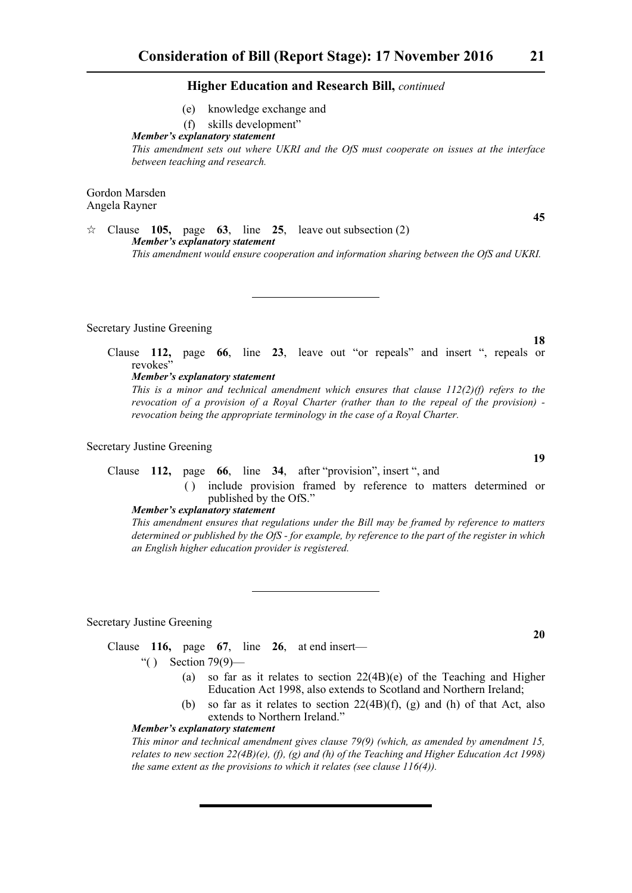### Higher Education and Research Bill, *continued*

(e) knowledge exchange and

(f) skills development"

***Member's explanatory statement***

*This amendment sets out where UKRI and the OfS must cooperate on issues at the interface between teaching and research.*

Gordon Marsden
Angela Rayner

**45**

☆ Clause **105,** page **63**, line **25**, leave out subsection (2)

***Member's explanatory statement***

*This amendment would ensure cooperation and information sharing between the OfS and UKRI.*

---

Secretary Justine Greening

**18**

Clause **112,** page **66**, line **23**, leave out "or repeals" and insert ", repeals or revokes"

***Member's explanatory statement***

*This is a minor and technical amendment which ensures that clause 112(2)(f) refers to the revocation of a provision of a Royal Charter (rather than to the repeal of the provision) - revocation being the appropriate terminology in the case of a Royal Charter.*

Secretary Justine Greening

**19**

Clause **112,** page **66**, line **34**, after "provision", insert ", and

( ) include provision framed by reference to matters determined or published by the OfS."

***Member's explanatory statement***

*This amendment ensures that regulations under the Bill may be framed by reference to matters determined or published by the OfS - for example, by reference to the part of the register in which an English higher education provider is registered.*

---

Secretary Justine Greening

**20**

Clause **116,** page **67**, line **26**, at end insert—

"( ) Section 79(9)—

(a) so far as it relates to section 22(4B)(e) of the Teaching and Higher Education Act 1998, also extends to Scotland and Northern Ireland;

(b) so far as it relates to section 22(4B)(f), (g) and (h) of that Act, also extends to Northern Ireland."

***Member's explanatory statement***

*This minor and technical amendment gives clause 79(9) (which, as amended by amendment 15, relates to new section 22(4B)(e), (f), (g) and (h) of the Teaching and Higher Education Act 1998) the same extent as the provisions to which it relates (see clause 116(4)).*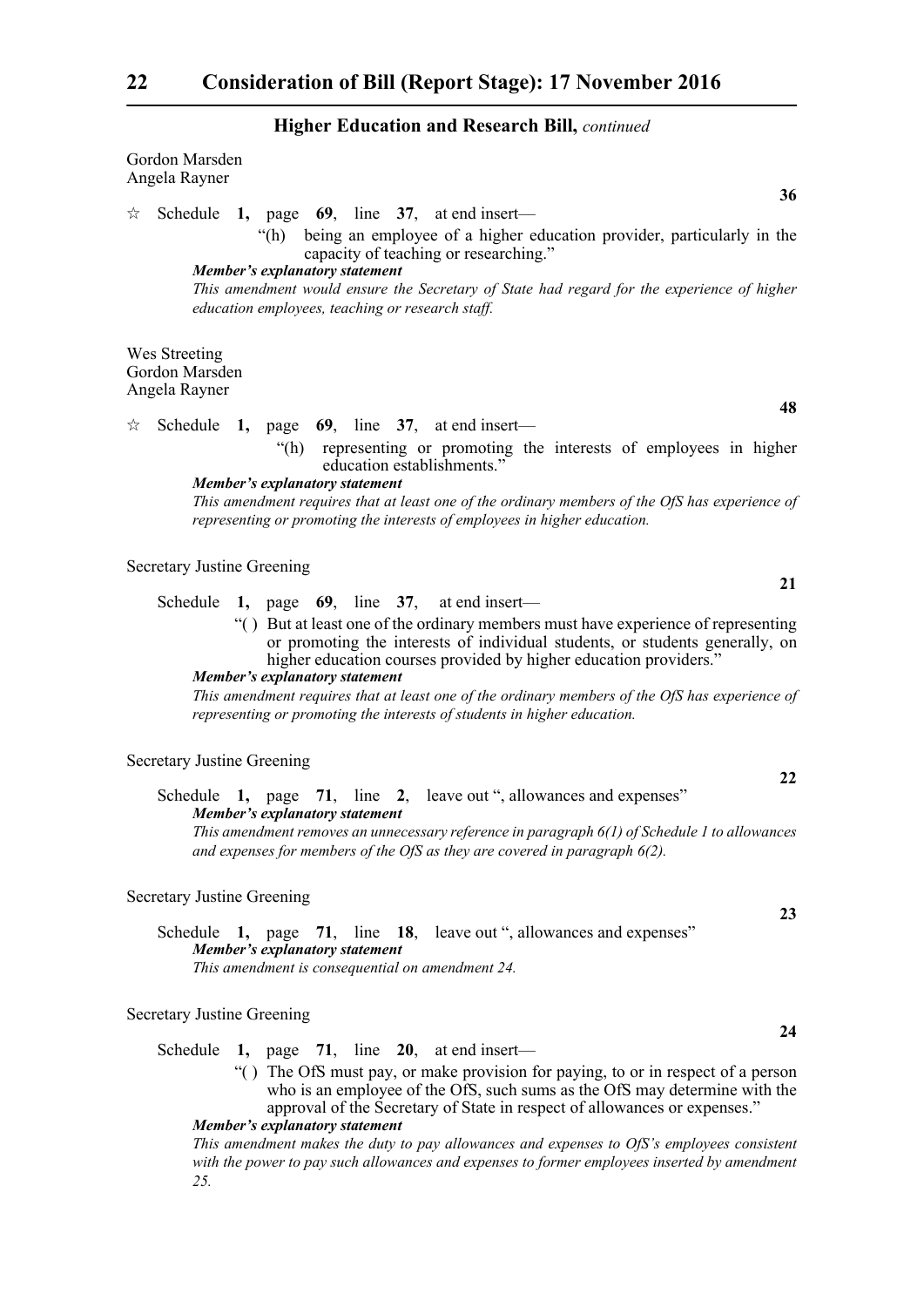## Higher Education and Research Bill, *continued*

Gordon Marsden
Angela Rayner

**36**

☆ Schedule **1,** page **69**, line **37**, at end insert—

"(h) being an employee of a higher education provider, particularly in the capacity of teaching or researching."

***Member's explanatory statement***

*This amendment would ensure the Secretary of State had regard for the experience of higher education employees, teaching or research staff.*

Wes Streeting
Gordon Marsden
Angela Rayner

**48**

☆ Schedule **1,** page **69**, line **37**, at end insert—

"(h) representing or promoting the interests of employees in higher education establishments."

***Member's explanatory statement***

*This amendment requires that at least one of the ordinary members of the OfS has experience of representing or promoting the interests of employees in higher education.*

Secretary Justine Greening

**21**

Schedule **1,** page **69**, line **37**, at end insert—

"( ) But at least one of the ordinary members must have experience of representing or promoting the interests of individual students, or students generally, on higher education courses provided by higher education providers."

***Member's explanatory statement***

*This amendment requires that at least one of the ordinary members of the OfS has experience of representing or promoting the interests of students in higher education.*

Secretary Justine Greening

**22**

Schedule **1,** page **71**, line **2**, leave out ", allowances and expenses"

***Member's explanatory statement***

*This amendment removes an unnecessary reference in paragraph 6(1) of Schedule 1 to allowances and expenses for members of the OfS as they are covered in paragraph 6(2).*

Secretary Justine Greening

**23**

Schedule **1,** page **71**, line **18**, leave out ", allowances and expenses"

***Member's explanatory statement***

*This amendment is consequential on amendment 24.*

Secretary Justine Greening

**24**

Schedule **1,** page **71**, line **20**, at end insert—

"( ) The OfS must pay, or make provision for paying, to or in respect of a person who is an employee of the OfS, such sums as the OfS may determine with the approval of the Secretary of State in respect of allowances or expenses."

***Member's explanatory statement***

*This amendment makes the duty to pay allowances and expenses to OfS's employees consistent with the power to pay such allowances and expenses to former employees inserted by amendment 25.*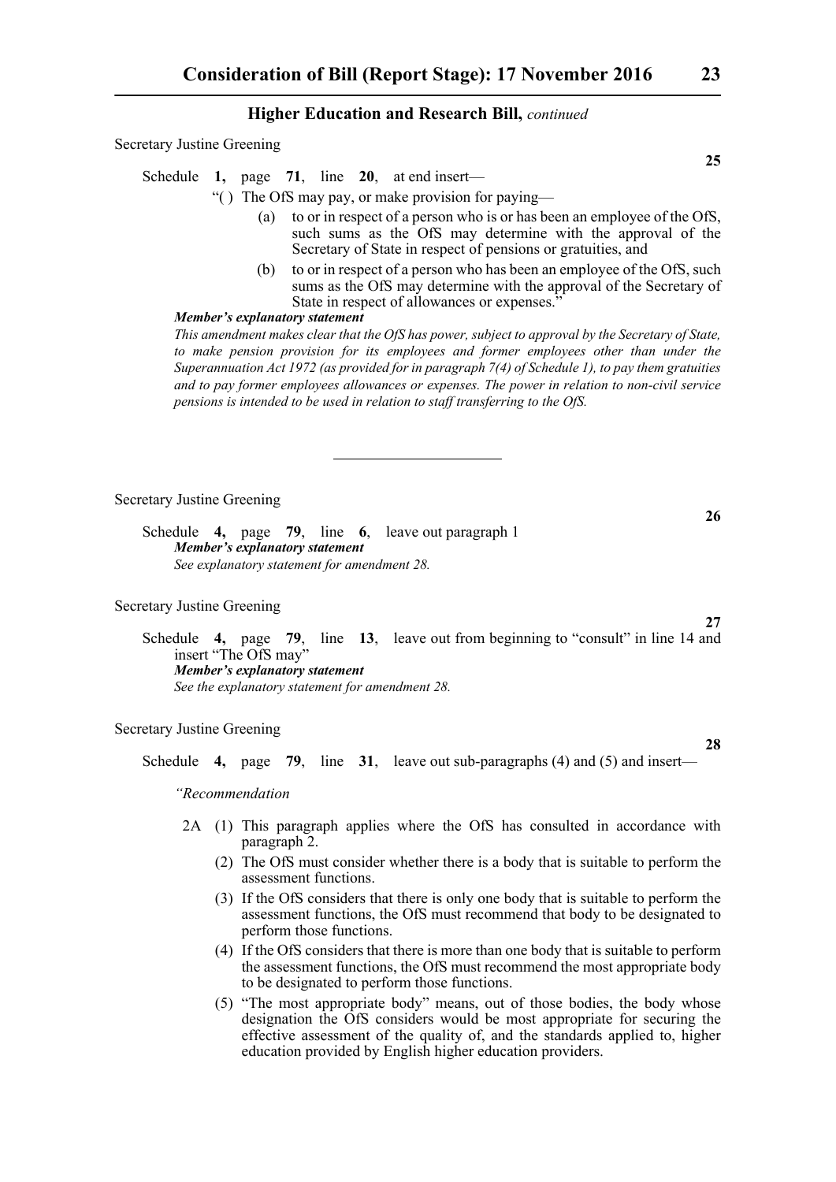## Higher Education and Research Bill, *continued*

Secretary Justine Greening

**25**

Schedule **1,** page **71**, line **20**, at end insert—

"( ) The OfS may pay, or make provision for paying—

(a) to or in respect of a person who is or has been an employee of the OfS, such sums as the OfS may determine with the approval of the Secretary of State in respect of pensions or gratuities, and

(b) to or in respect of a person who has been an employee of the OfS, such sums as the OfS may determine with the approval of the Secretary of State in respect of allowances or expenses."

***Member's explanatory statement***

*This amendment makes clear that the OfS has power, subject to approval by the Secretary of State, to make pension provision for its employees and former employees other than under the Superannuation Act 1972 (as provided for in paragraph 7(4) of Schedule 1), to pay them gratuities and to pay former employees allowances or expenses. The power in relation to non-civil service pensions is intended to be used in relation to staff transferring to the OfS.*

---

Secretary Justine Greening

**26**

Schedule **4,** page **79**, line **6**, leave out paragraph 1

***Member's explanatory statement***

*See explanatory statement for amendment 28.*

Secretary Justine Greening

**27**

Schedule **4,** page **79**, line **13**, leave out from beginning to "consult" in line 14 and insert "The OfS may"

***Member's explanatory statement***

*See the explanatory statement for amendment 28.*

Secretary Justine Greening

**28**

Schedule **4,** page **79**, line **31**, leave out sub-paragraphs (4) and (5) and insert—

*"Recommendation*

2A (1) This paragraph applies where the OfS has consulted in accordance with paragraph 2.

(2) The OfS must consider whether there is a body that is suitable to perform the assessment functions.

(3) If the OfS considers that there is only one body that is suitable to perform the assessment functions, the OfS must recommend that body to be designated to perform those functions.

(4) If the OfS considers that there is more than one body that is suitable to perform the assessment functions, the OfS must recommend the most appropriate body to be designated to perform those functions.

(5) "The most appropriate body" means, out of those bodies, the body whose designation the OfS considers would be most appropriate for securing the effective assessment of the quality of, and the standards applied to, higher education provided by English higher education providers.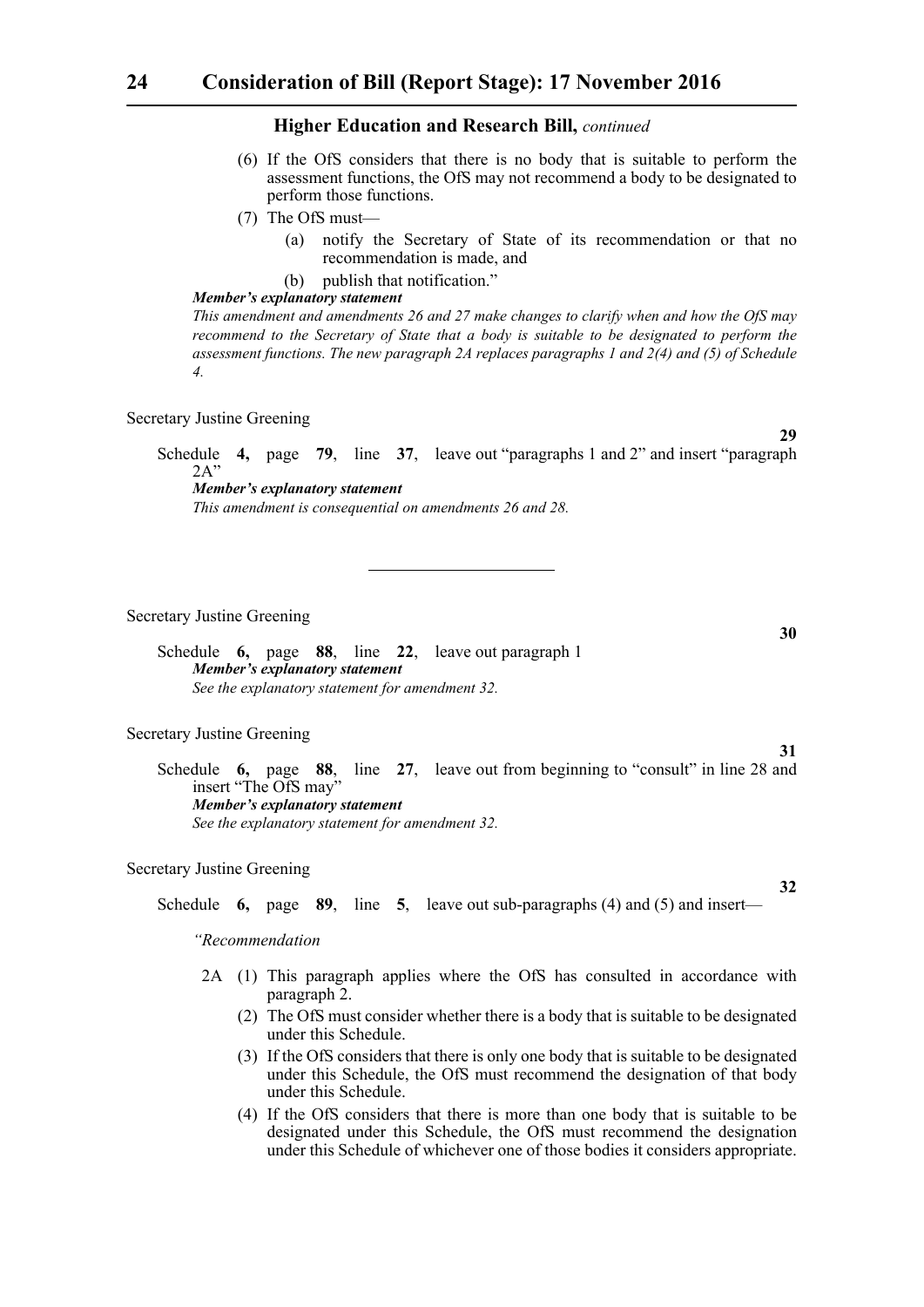**Higher Education and Research Bill,** *continued*

(6) If the OfS considers that there is no body that is suitable to perform the assessment functions, the OfS may not recommend a body to be designated to perform those functions.

(7) The OfS must—

(a) notify the Secretary of State of its recommendation or that no recommendation is made, and

(b) publish that notification."

***Member's explanatory statement***

*This amendment and amendments 26 and 27 make changes to clarify when and how the OfS may recommend to the Secretary of State that a body is suitable to be designated to perform the assessment functions. The new paragraph 2A replaces paragraphs 1 and 2(4) and (5) of Schedule 4.*

Secretary Justine Greening

**29**

Schedule **4,** page **79**, line **37**, leave out "paragraphs 1 and 2" and insert "paragraph 2A"

***Member's explanatory statement***

*This amendment is consequential on amendments 26 and 28.*

---

Secretary Justine Greening

**30**

Schedule **6,** page **88**, line **22**, leave out paragraph 1

***Member's explanatory statement***

*See the explanatory statement for amendment 32.*

Secretary Justine Greening

**31**

Schedule **6,** page **88**, line **27**, leave out from beginning to "consult" in line 28 and insert "The OfS may"

***Member's explanatory statement***

*See the explanatory statement for amendment 32.*

Secretary Justine Greening

**32**

Schedule **6,** page **89**, line **5**, leave out sub-paragraphs (4) and (5) and insert—

*"Recommendation*

2A (1) This paragraph applies where the OfS has consulted in accordance with paragraph 2.

(2) The OfS must consider whether there is a body that is suitable to be designated under this Schedule.

(3) If the OfS considers that there is only one body that is suitable to be designated under this Schedule, the OfS must recommend the designation of that body under this Schedule.

(4) If the OfS considers that there is more than one body that is suitable to be designated under this Schedule, the OfS must recommend the designation under this Schedule of whichever one of those bodies it considers appropriate.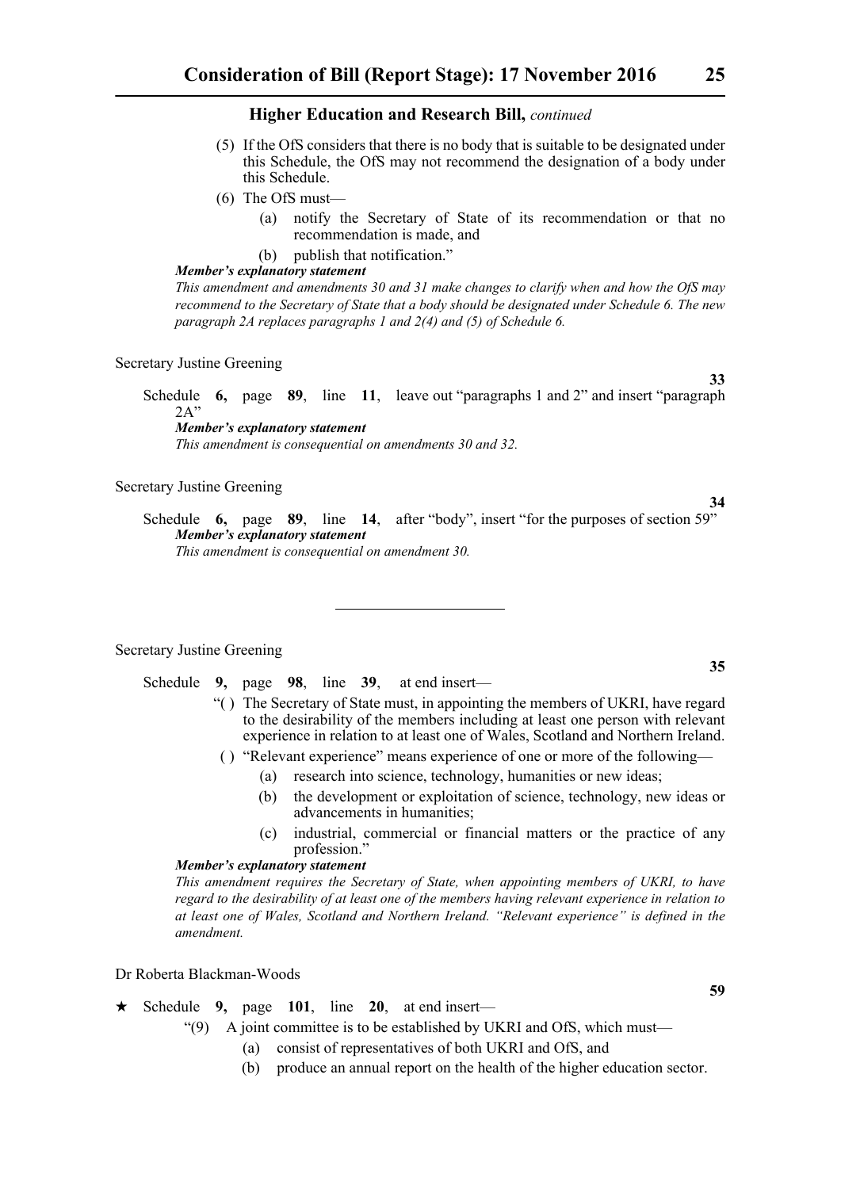## Higher Education and Research Bill, *continued*

(5) If the OfS considers that there is no body that is suitable to be designated under this Schedule, the OfS may not recommend the designation of a body under this Schedule.

(6) The OfS must—

(a) notify the Secretary of State of its recommendation or that no recommendation is made, and

(b) publish that notification."

***Member's explanatory statement***

*This amendment and amendments 30 and 31 make changes to clarify when and how the OfS may recommend to the Secretary of State that a body should be designated under Schedule 6. The new paragraph 2A replaces paragraphs 1 and 2(4) and (5) of Schedule 6.*

Secretary Justine Greening

**33**

Schedule **6,** page **89**, line **11**, leave out "paragraphs 1 and 2" and insert "paragraph 2A"

***Member's explanatory statement***

*This amendment is consequential on amendments 30 and 32.*

Secretary Justine Greening

**34**

Schedule **6,** page **89**, line **14**, after "body", insert "for the purposes of section 59"

***Member's explanatory statement***

*This amendment is consequential on amendment 30.*

---

Secretary Justine Greening

**35**

Schedule **9**, page **98**, line **39**, at end insert—

"( ) The Secretary of State must, in appointing the members of UKRI, have regard to the desirability of the members including at least one person with relevant experience in relation to at least one of Wales, Scotland and Northern Ireland.

( ) "Relevant experience" means experience of one or more of the following—

(a) research into science, technology, humanities or new ideas;

(b) the development or exploitation of science, technology, new ideas or advancements in humanities;

(c) industrial, commercial or financial matters or the practice of any profession."

***Member's explanatory statement***

*This amendment requires the Secretary of State, when appointing members of UKRI, to have regard to the desirability of at least one of the members having relevant experience in relation to at least one of Wales, Scotland and Northern Ireland. "Relevant experience" is defined in the amendment.*

Dr Roberta Blackman-Woods

**59**

★ Schedule **9,** page **101**, line **20**, at end insert—

"(9) A joint committee is to be established by UKRI and OfS, which must—

(a) consist of representatives of both UKRI and OfS, and

(b) produce an annual report on the health of the higher education sector.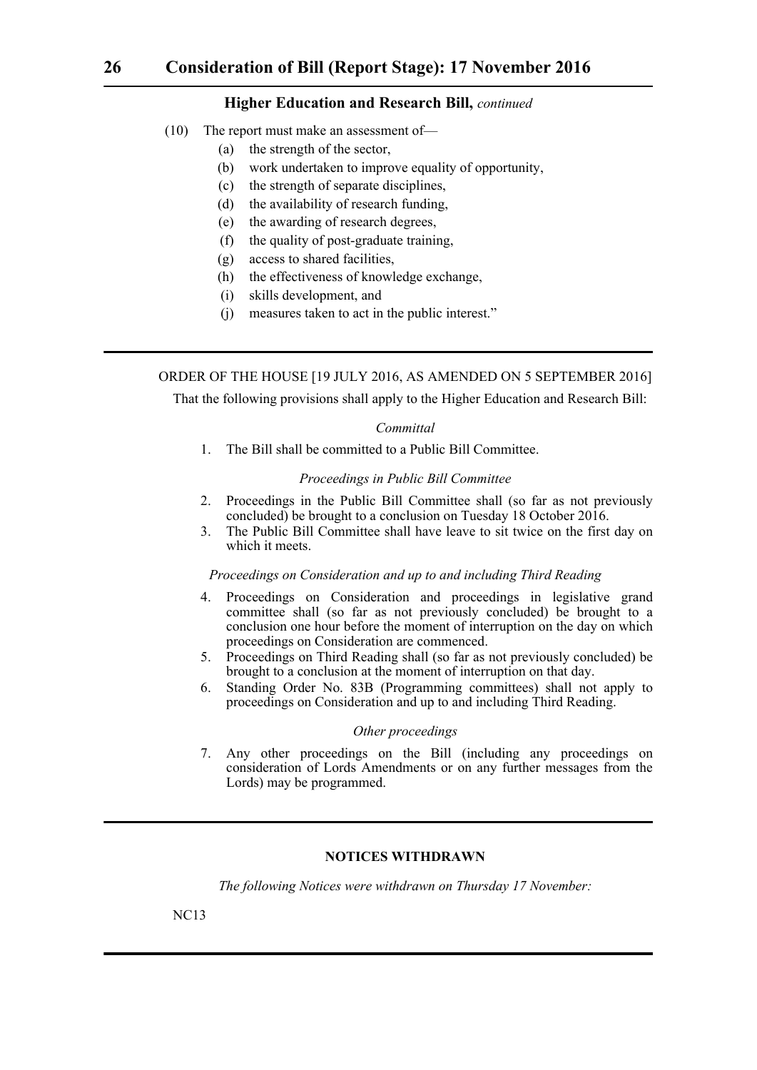**Higher Education and Research Bill,** *continued*

(10) The report must make an assessment of—

(a) the strength of the sector,

(b) work undertaken to improve equality of opportunity,

(c) the strength of separate disciplines,

(d) the availability of research funding,

(e) the awarding of research degrees,

(f) the quality of post-graduate training,

(g) access to shared facilities,

(h) the effectiveness of knowledge exchange,

(i) skills development, and

(j) measures taken to act in the public interest."

---

ORDER OF THE HOUSE [19 JULY 2016, AS AMENDED ON 5 SEPTEMBER 2016]

That the following provisions shall apply to the Higher Education and Research Bill:

*Committal*

1. The Bill shall be committed to a Public Bill Committee.

*Proceedings in Public Bill Committee*

2. Proceedings in the Public Bill Committee shall (so far as not previously concluded) be brought to a conclusion on Tuesday 18 October 2016.
3. The Public Bill Committee shall have leave to sit twice on the first day on which it meets.

*Proceedings on Consideration and up to and including Third Reading*

4. Proceedings on Consideration and proceedings in legislative grand committee shall (so far as not previously concluded) be brought to a conclusion one hour before the moment of interruption on the day on which proceedings on Consideration are commenced.
5. Proceedings on Third Reading shall (so far as not previously concluded) be brought to a conclusion at the moment of interruption on that day.
6. Standing Order No. 83B (Programming committees) shall not apply to proceedings on Consideration and up to and including Third Reading.

*Other proceedings*

7. Any other proceedings on the Bill (including any proceedings on consideration of Lords Amendments or on any further messages from the Lords) may be programmed.

---

**NOTICES WITHDRAWN**

*The following Notices were withdrawn on Thursday 17 November:*

NC13